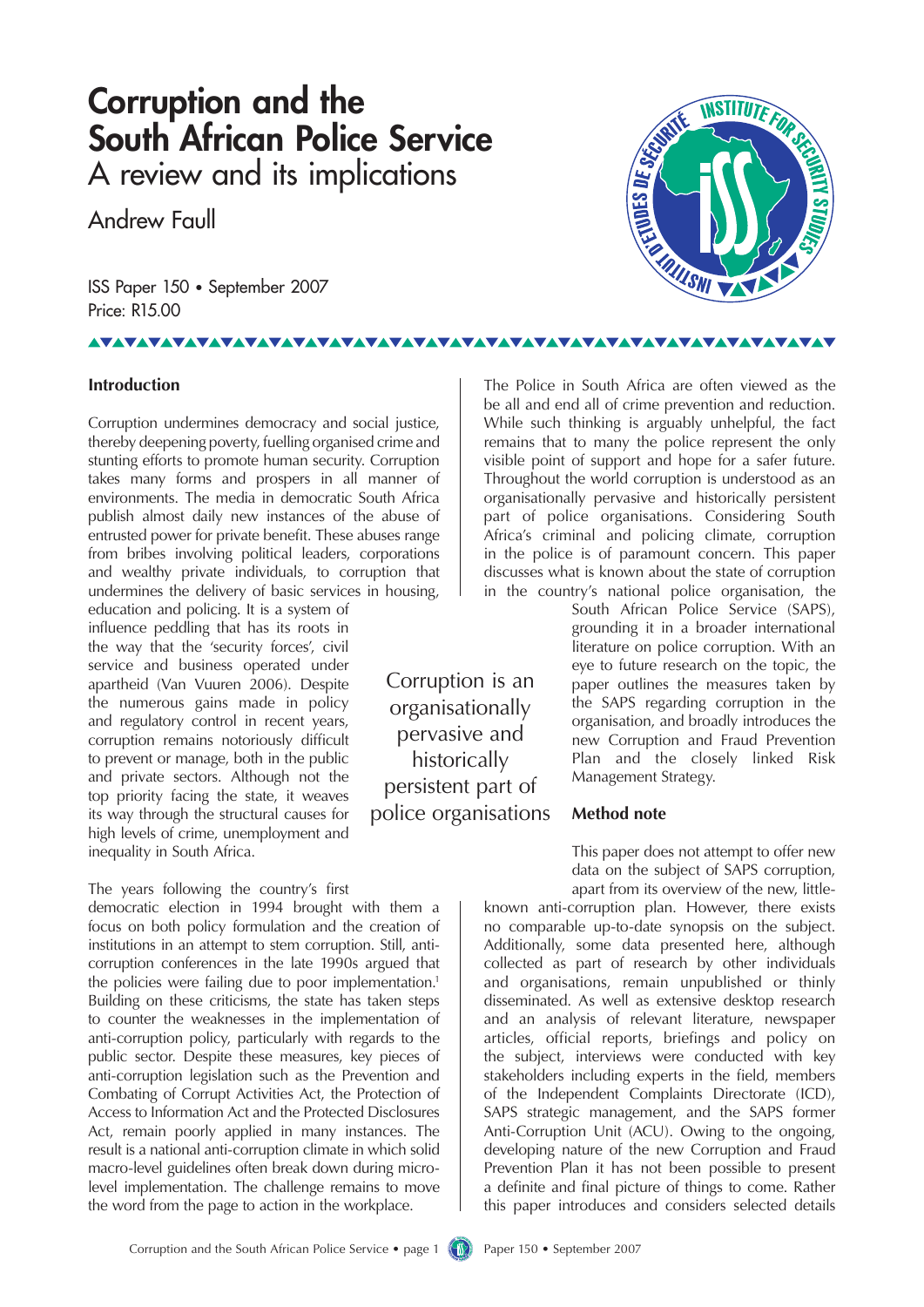# Corruption and the South African Police Service

## A review and its implications

Andrew Faull

ISS Paper 150 • September 2007

Price: R15.00

### Introduction

Corruption undermines democracy and social justice, thereby deepening poverty, fuelling organised crime and stunting efforts to promote human security. Corruption takes many forms and prospers in all manner of environments. The media in democratic South Africa publish almost daily new instances of the abuse of entrusted power for private benefit. These abuses range from bribes involving political leaders, corporations and wealthy private individuals, to corruption that undermines the delivery of basic services in housing, education and policing. It is a system of influence peddling that has its roots in the way that the 'security forces', civil service and business operated under apartheid (Van Vuuren 2006). Despite the numerous gains made in policy and regulatory control in recent years, corruption remains notoriously difficult to prevent or manage, both in the public and private sectors. Although not the top priority facing the state, it weaves its way through the structural causes for high levels of crime, unemployment and inequality in South Africa.

The years following the country's first democratic election in 1994 brought with them a focus on both policy formulation and the creation of institutions in an attempt to stem corruption. Still, anti-corruption conferences in the late 1990s argued that the policies were failing due to poor implementation.[1] Building on these criticisms, the state has taken steps to counter the weaknesses in the implementation of anti-corruption policy, particularly with regards to the public sector. Despite these measures, key pieces of anti-corruption legislation such as the Prevention and Combating of Corrupt Activities Act, the Protection of Access to Information Act and the Protected Disclosures Act, remain poorly applied in many instances. The result is a national anti-corruption climate in which solid macro-level guidelines often break down during micro-level implementation. The challenge remains to move the word from the page to action in the workplace.

The Police in South Africa are often viewed as the be all and end all of crime prevention and reduction. While such thinking is arguably unhelpful, the fact remains that to many the police represent the only visible point of support and hope for a safer future. Throughout the world corruption is understood as an organisationally pervasive and historically persistent part of police organisations. Considering South Africa's criminal and policing climate, corruption in the police is of paramount concern. This paper discusses what is known about the state of corruption in the country's national police organisation, the South African Police Service (SAPS), grounding it in a broader international literature on police corruption. With an eye to future research on the topic, the paper outlines the measures taken by the SAPS regarding corruption in the organisation, and broadly introduces the new Corruption and Fraud Prevention Plan and the closely linked Risk Management Strategy.

> Corruption is an organisationally pervasive and historically persistent part of police organisations

### Method note

This paper does not attempt to offer new data on the subject of SAPS corruption, apart from its overview of the new, little-known anti-corruption plan. However, there exists no comparable up-to-date synopsis on the subject. Additionally, some data presented here, although collected as part of research by other individuals and organisations, remain unpublished or thinly disseminated. As well as extensive desktop research and an analysis of relevant literature, newspaper articles, official reports, briefings and policy on the subject, interviews were conducted with key stakeholders including experts in the field, members of the Independent Complaints Directorate (ICD), SAPS strategic management, and the SAPS former Anti-Corruption Unit (ACU). Owing to the ongoing, developing nature of the new Corruption and Fraud Prevention Plan it has not been possible to present a definite and final picture of things to come. Rather this paper introduces and considers selected details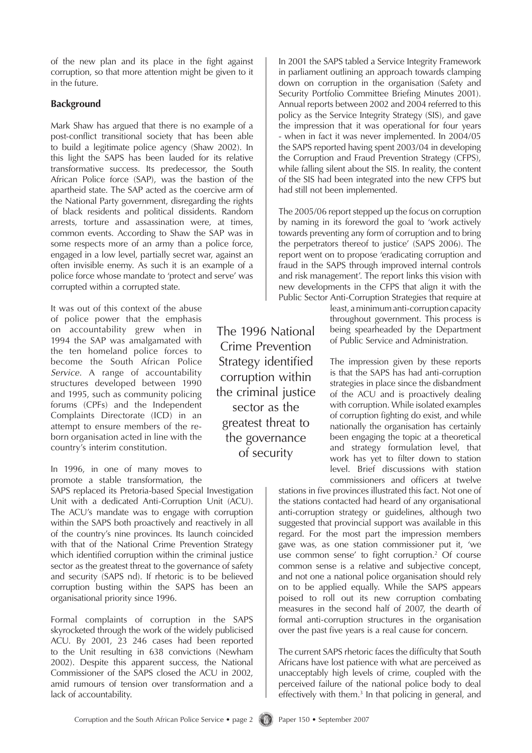of the new plan and its place in the fight against corruption, so that more attention might be given to it in the future.

## Background

Mark Shaw has argued that there is no example of a post-conflict transitional society that has been able to build a legitimate police agency (Shaw 2002). In this light the SAPS has been lauded for its relative transformative success. Its predecessor, the South African Police force (SAP), was the bastion of the apartheid state. The SAP acted as the coercive arm of the National Party government, disregarding the rights of black residents and political dissidents. Random arrests, torture and assassination were, at times, common events. According to Shaw the SAP was in some respects more of an army than a police force, engaged in a low level, partially secret war, against an often invisible enemy. As such it is an example of a police force whose mandate to 'protect and serve' was corrupted within a corrupted state.

It was out of this context of the abuse of police power that the emphasis on accountability grew when in 1994 the SAP was amalgamated with the ten homeland police forces to become the South African Police *Service*. A range of accountability structures developed between 1990 and 1995, such as community policing forums (CPFs) and the Independent Complaints Directorate (ICD) in an attempt to ensure members of the re-born organisation acted in line with the country's interim constitution.

In 1996, in one of many moves to promote a stable transformation, the SAPS replaced its Pretoria-based Special Investigation Unit with a dedicated Anti-Corruption Unit (ACU). The ACU's mandate was to engage with corruption within the SAPS both proactively and reactively in all of the country's nine provinces. Its launch coincided with that of the National Crime Prevention Strategy which identified corruption within the criminal justice sector as the greatest threat to the governance of safety and security (SAPS nd). If rhetoric is to be believed corruption busting within the SAPS has been an organisational priority since 1996.

Formal complaints of corruption in the SAPS skyrocketed through the work of the widely publicised ACU. By 2001, 23 246 cases had been reported to the Unit resulting in 638 convictions (Newham 2002). Despite this apparent success, the National Commissioner of the SAPS closed the ACU in 2002, amid rumours of tension over transformation and a lack of accountability.

In 2001 the SAPS tabled a Service Integrity Framework in parliament outlining an approach towards clamping down on corruption in the organisation (Safety and Security Portfolio Committee Briefing Minutes 2001). Annual reports between 2002 and 2004 referred to this policy as the Service Integrity Strategy (SIS), and gave the impression that it was operational for four years - when in fact it was never implemented. In 2004/05 the SAPS reported having spent 2003/04 in developing the Corruption and Fraud Prevention Strategy (CFPS), while falling silent about the SIS. In reality, the content of the SIS had been integrated into the new CFPS but had still not been implemented.

The 2005/06 report stepped up the focus on corruption by naming in its foreword the goal to 'work actively towards preventing any form of corruption and to bring the perpetrators thereof to justice' (SAPS 2006). The report went on to propose 'eradicating corruption and fraud in the SAPS through improved internal controls and risk management'. The report links this vision with new developments in the CFPS that align it with the Public Sector Anti-Corruption Strategies that require at least, a minimum anti-corruption capacity throughout government. This process is being spearheaded by the Department of Public Service and Administration.

> The 1996 National Crime Prevention Strategy identified corruption within the criminal justice sector as the greatest threat to the governance of security

The impression given by these reports is that the SAPS has had anti-corruption strategies in place since the disbandment of the ACU and is proactively dealing with corruption. While isolated examples of corruption fighting do exist, and while nationally the organisation has certainly been engaging the topic at a theoretical and strategy formulation level, that work has yet to filter down to station level. Brief discussions with station commissioners and officers at twelve stations in five provinces illustrated this fact. Not one of the stations contacted had heard of any organisational anti-corruption strategy or guidelines, although two suggested that provincial support was available in this regard. For the most part the impression members gave was, as one station commissioner put it, 'we use common sense' to fight corruption.[2] Of course common sense is a relative and subjective concept, and not one a national police organisation should rely on to be applied equally. While the SAPS appears poised to roll out its new corruption combating measures in the second half of 2007, the dearth of formal anti-corruption structures in the organisation over the past five years is a real cause for concern.

The current SAPS rhetoric faces the difficulty that South Africans have lost patience with what are perceived as unacceptably high levels of crime, coupled with the perceived failure of the national police body to deal effectively with them.[3] In that policing in general, and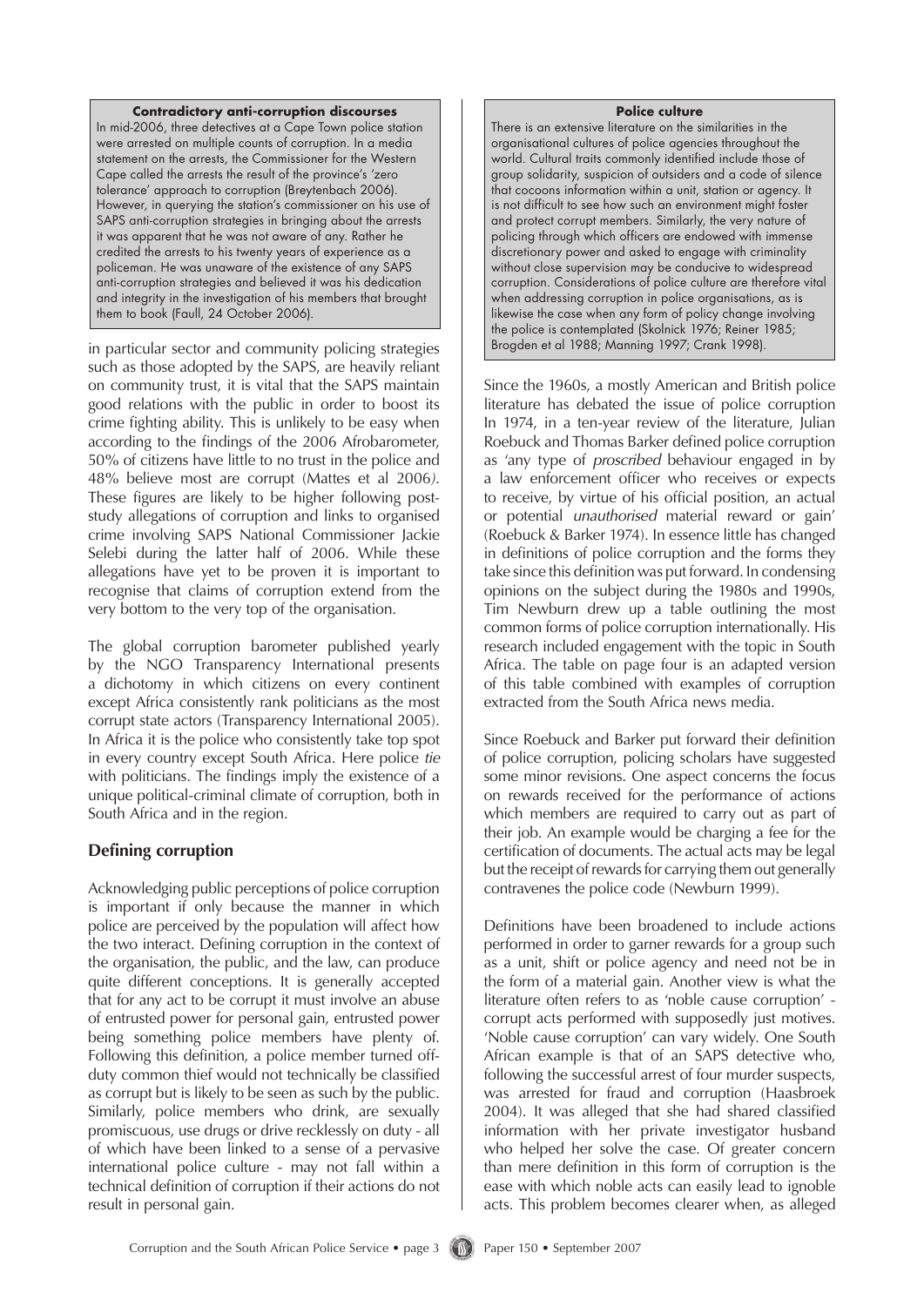**Contradictory anti-corruption discourses**

In mid-2006, three detectives at a Cape Town police station were arrested on multiple counts of corruption. In a media statement on the arrests, the Commissioner for the Western Cape called the arrests the result of the province's 'zero tolerance' approach to corruption (Breytenbach 2006). However, in querying the station's commissioner on his use of SAPS anti-corruption strategies in bringing about the arrests it was apparent that he was not aware of any. Rather he credited the arrests to his twenty years of experience as a policeman. He was unaware of the existence of any SAPS anti-corruption strategies and believed it was his dedication and integrity in the investigation of his members that brought them to book (Faull, 24 October 2006).

in particular sector and community policing strategies such as those adopted by the SAPS, are heavily reliant on community trust, it is vital that the SAPS maintain good relations with the public in order to boost its crime fighting ability. This is unlikely to be easy when according to the findings of the 2006 Afrobarometer, 50% of citizens have little to no trust in the police and 48% believe most are corrupt (Mattes et al 2006). These figures are likely to be higher following post-study allegations of corruption and links to organised crime involving SAPS National Commissioner Jackie Selebi during the latter half of 2006. While these allegations have yet to be proven it is important to recognise that claims of corruption extend from the very bottom to the very top of the organisation.

The global corruption barometer published yearly by the NGO Transparency International presents a dichotomy in which citizens on every continent except Africa consistently rank politicians as the most corrupt state actors (Transparency International 2005). In Africa it is the police who consistently take top spot in every country except South Africa. Here police *tie* with politicians. The findings imply the existence of a unique political-criminal climate of corruption, both in South Africa and in the region.

## Defining corruption

Acknowledging public perceptions of police corruption is important if only because the manner in which police are perceived by the population will affect how the two interact. Defining corruption in the context of the organisation, the public, and the law, can produce quite different conceptions. It is generally accepted that for any act to be corrupt it must involve an abuse of entrusted power for personal gain, entrusted power being something police members have plenty of. Following this definition, a police member turned off-duty common thief would not technically be classified as corrupt but is likely to be seen as such by the public. Similarly, police members who drink, are sexually promiscuous, use drugs or drive recklessly on duty - all of which have been linked to a sense of a pervasive international police culture - may not fall within a technical definition of corruption if their actions do not result in personal gain.

**Police culture**

There is an extensive literature on the similarities in the organisational cultures of police agencies throughout the world. Cultural traits commonly identified include those of group solidarity, suspicion of outsiders and a code of silence that cocoons information within a unit, station or agency. It is not difficult to see how such an environment might foster and protect corrupt members. Similarly, the very nature of policing through which officers are endowed with immense discretionary power and asked to engage with criminality without close supervision may be conducive to widespread corruption. Considerations of police culture are therefore vital when addressing corruption in police organisations, as is likewise the case when any form of policy change involving the police is contemplated (Skolnick 1976; Reiner 1985; Brogden et al 1988; Manning 1997; Crank 1998).

Since the 1960s, a mostly American and British police literature has debated the issue of police corruption In 1974, in a ten-year review of the literature, Julian Roebuck and Thomas Barker defined police corruption as 'any type of *proscribed* behaviour engaged in by a law enforcement officer who receives or expects to receive, by virtue of his official position, an actual or potential *unauthorised* material reward or gain' (Roebuck & Barker 1974). In essence little has changed in definitions of police corruption and the forms they take since this definition was put forward. In condensing opinions on the subject during the 1980s and 1990s, Tim Newburn drew up a table outlining the most common forms of police corruption internationally. His research included engagement with the topic in South Africa. The table on page four is an adapted version of this table combined with examples of corruption extracted from the South Africa news media.

Since Roebuck and Barker put forward their definition of police corruption, policing scholars have suggested some minor revisions. One aspect concerns the focus on rewards received for the performance of actions which members are required to carry out as part of their job. An example would be charging a fee for the certification of documents. The actual acts may be legal but the receipt of rewards for carrying them out generally contravenes the police code (Newburn 1999).

Definitions have been broadened to include actions performed in order to garner rewards for a group such as a unit, shift or police agency and need not be in the form of a material gain. Another view is what the literature often refers to as 'noble cause corruption' - corrupt acts performed with supposedly just motives. 'Noble cause corruption' can vary widely. One South African example is that of an SAPS detective who, following the successful arrest of four murder suspects, was arrested for fraud and corruption (Haasbroek 2004). It was alleged that she had shared classified information with her private investigator husband who helped her solve the case. Of greater concern than mere definition in this form of corruption is the ease with which noble acts can easily lead to ignoble acts. This problem becomes clearer when, as alleged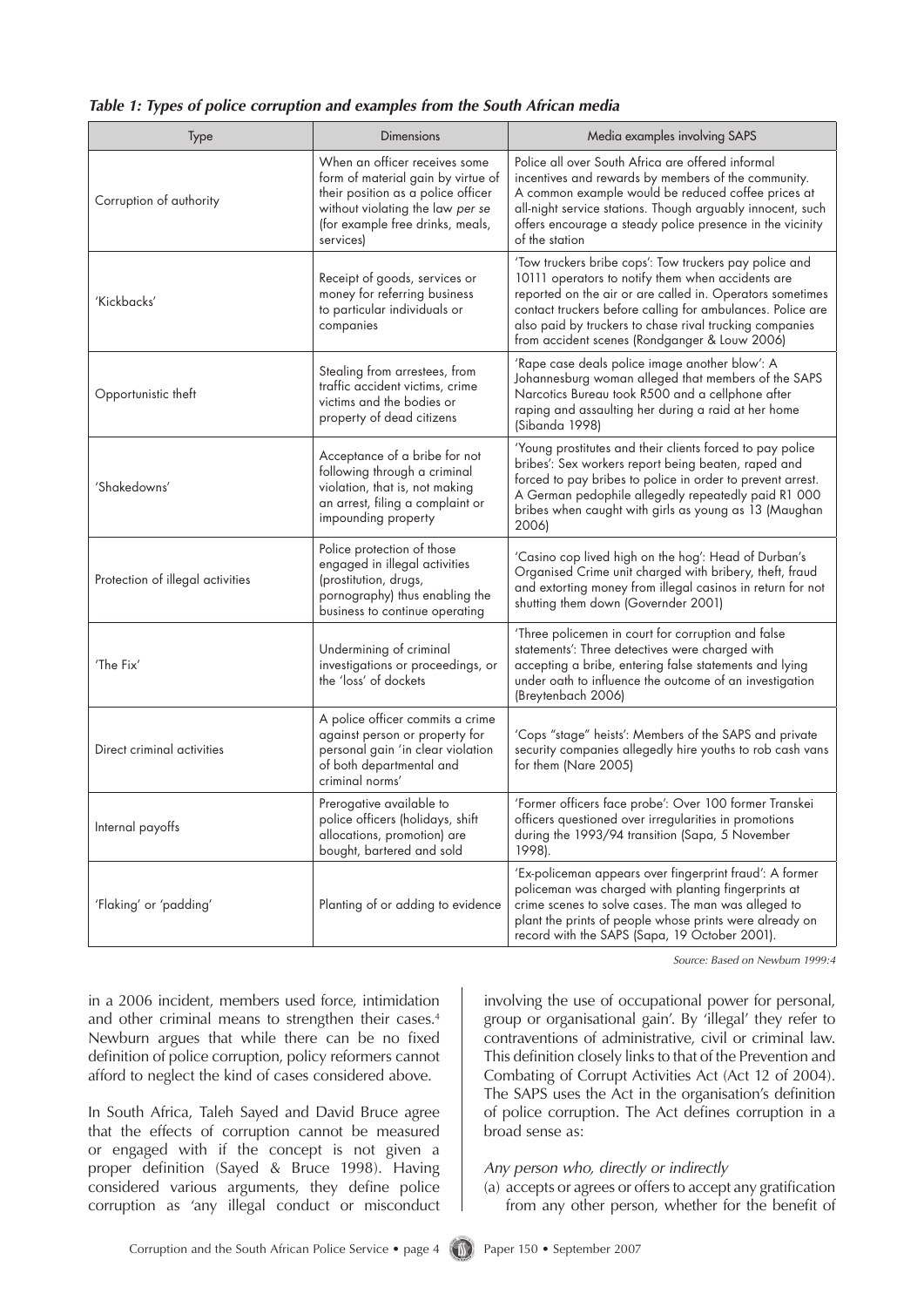***Table 1: Types of police corruption and examples from the South African media***

| Type | Dimensions | Media examples involving SAPS |
|---|---|---|
| Corruption of authority | When an officer receives some form of material gain by virtue of their position as a police officer without violating the law *per se* (for example free drinks, meals, services) | Police all over South Africa are offered informal incentives and rewards by members of the community. A common example would be reduced coffee prices at all-night service stations. Though arguably innocent, such offers encourage a steady police presence in the vicinity of the station |
| 'Kickbacks' | Receipt of goods, services or money for referring business to particular individuals or companies | 'Tow truckers bribe cops': Tow truckers pay police and 10111 operators to notify them when accidents are reported on the air or are called in. Operators sometimes contact truckers before calling for ambulances. Police are also paid by truckers to chase rival trucking companies from accident scenes (Rondganger & Louw 2006) |
| Opportunistic theft | Stealing from arrestees, from traffic accident victims, crime victims and the bodies or property of dead citizens | 'Rape case deals police image another blow': A Johannesburg woman alleged that members of the SAPS Narcotics Bureau took R500 and a cellphone after raping and assaulting her during a raid at her home (Sibanda 1998) |
| 'Shakedowns' | Acceptance of a bribe for not following through a criminal violation, that is, not making an arrest, filing a complaint or impounding property | 'Young prostitutes and their clients forced to pay police bribes': Sex workers report being beaten, raped and forced to pay bribes to police in order to prevent arrest. A German pedophile allegedly repeatedly paid R1 000 bribes when caught with girls as young as 13 (Maughan 2006) |
| Protection of illegal activities | Police protection of those engaged in illegal activities (prostitution, drugs, pornography) thus enabling the business to continue operating | 'Casino cop lived high on the hog': Head of Durban's Organised Crime unit charged with bribery, theft, fraud and extorting money from illegal casinos in return for not shutting them down (Governder 2001) |
| 'The Fix' | Undermining of criminal investigations or proceedings, or the 'loss' of dockets | 'Three policemen in court for corruption and false statements': Three detectives were charged with accepting a bribe, entering false statements and lying under oath to influence the outcome of an investigation (Breytenbach 2006) |
| Direct criminal activities | A police officer commits a crime against person or property for personal gain 'in clear violation of both departmental and criminal norms' | 'Cops "stage" heists': Members of the SAPS and private security companies allegedly hire youths to rob cash vans for them (Nare 2005) |
| Internal payoffs | Prerogative available to police officers (holidays, shift allocations, promotion) are bought, bartered and sold | 'Former officers face probe': Over 100 former Transkei officers questioned over irregularities in promotions during the 1993/94 transition (Sapa, 5 November 1998). |
| 'Flaking' or 'padding' | Planting of or adding to evidence | 'Ex-policeman appears over fingerprint fraud': A former policeman was charged with planting fingerprints at crime scenes to solve cases. The man was alleged to plant the prints of people whose prints were already on record with the SAPS (Sapa, 19 October 2001). |

*Source: Based on Newburn 1999:4*

in a 2006 incident, members used force, intimidation and other criminal means to strengthen their cases.[4] Newburn argues that while there can be no fixed definition of police corruption, policy reformers cannot afford to neglect the kind of cases considered above.

In South Africa, Taleh Sayed and David Bruce agree that the effects of corruption cannot be measured or engaged with if the concept is not given a proper definition (Sayed & Bruce 1998). Having considered various arguments, they define police corruption as 'any illegal conduct or misconduct involving the use of occupational power for personal, group or organisational gain'. By 'illegal' they refer to contraventions of administrative, civil or criminal law. This definition closely links to that of the Prevention and Combating of Corrupt Activities Act (Act 12 of 2004). The SAPS uses the Act in the organisation's definition of police corruption. The Act defines corruption in a broad sense as:

*Any person who, directly or indirectly*

(a) accepts or agrees or offers to accept any gratification from any other person, whether for the benefit of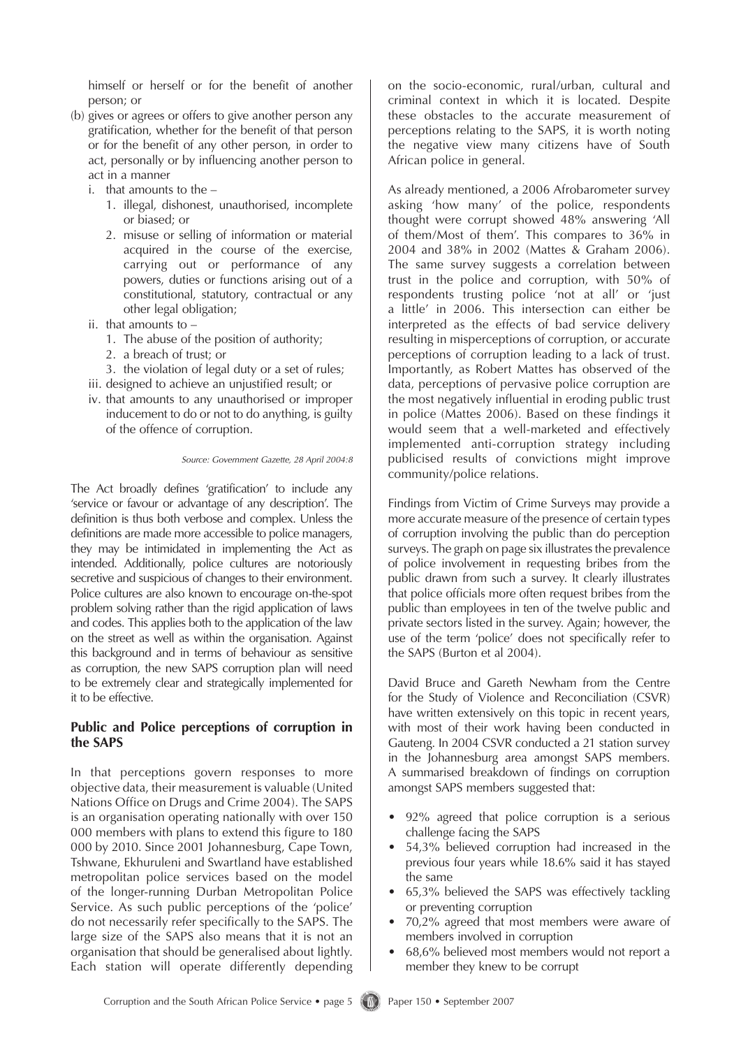himself or herself or for the benefit of another person; or

(b) gives or agrees or offers to give another person any gratification, whether for the benefit of that person or for the benefit of any other person, in order to act, personally or by influencing another person to act in a manner

   i. that amounts to the –
      1. illegal, dishonest, unauthorised, incomplete or biased; or
      2. misuse or selling of information or material acquired in the course of the exercise, carrying out or performance of any powers, duties or functions arising out of a constitutional, statutory, contractual or any other legal obligation;
   ii. that amounts to –
      1. The abuse of the position of authority;
      2. a breach of trust; or
      3. the violation of legal duty or a set of rules;
   iii. designed to achieve an unjustified result; or
   iv. that amounts to any unauthorised or improper inducement to do or not to do anything, is guilty of the offence of corruption.

*Source: Government Gazette, 28 April 2004:8*

The Act broadly defines 'gratification' to include any 'service or favour or advantage of any description'. The definition is thus both verbose and complex. Unless the definitions are made more accessible to police managers, they may be intimidated in implementing the Act as intended. Additionally, police cultures are notoriously secretive and suspicious of changes to their environment. Police cultures are also known to encourage on-the-spot problem solving rather than the rigid application of laws and codes. This applies both to the application of the law on the street as well as within the organisation. Against this background and in terms of behaviour as sensitive as corruption, the new SAPS corruption plan will need to be extremely clear and strategically implemented for it to be effective.

## Public and Police perceptions of corruption in the SAPS

In that perceptions govern responses to more objective data, their measurement is valuable (United Nations Office on Drugs and Crime 2004). The SAPS is an organisation operating nationally with over 150 000 members with plans to extend this figure to 180 000 by 2010. Since 2001 Johannesburg, Cape Town, Tshwane, Ekhuruleni and Swartland have established metropolitan police services based on the model of the longer-running Durban Metropolitan Police Service. As such public perceptions of the 'police' do not necessarily refer specifically to the SAPS. The large size of the SAPS also means that it is not an organisation that should be generalised about lightly. Each station will operate differently depending on the socio-economic, rural/urban, cultural and criminal context in which it is located. Despite these obstacles to the accurate measurement of perceptions relating to the SAPS, it is worth noting the negative view many citizens have of South African police in general.

As already mentioned, a 2006 Afrobarometer survey asking 'how many' of the police, respondents thought were corrupt showed 48% answering 'All of them/Most of them'. This compares to 36% in 2004 and 38% in 2002 (Mattes & Graham 2006). The same survey suggests a correlation between trust in the police and corruption, with 50% of respondents trusting police 'not at all' or 'just a little' in 2006. This intersection can either be interpreted as the effects of bad service delivery resulting in misperceptions of corruption, or accurate perceptions of corruption leading to a lack of trust. Importantly, as Robert Mattes has observed of the data, perceptions of pervasive police corruption are the most negatively influential in eroding public trust in police (Mattes 2006). Based on these findings it would seem that a well-marketed and effectively implemented anti-corruption strategy including publicised results of convictions might improve community/police relations.

Findings from Victim of Crime Surveys may provide a more accurate measure of the presence of certain types of corruption involving the public than do perception surveys. The graph on page six illustrates the prevalence of police involvement in requesting bribes from the public drawn from such a survey. It clearly illustrates that police officials more often request bribes from the public than employees in ten of the twelve public and private sectors listed in the survey. Again; however, the use of the term 'police' does not specifically refer to the SAPS (Burton et al 2004).

David Bruce and Gareth Newham from the Centre for the Study of Violence and Reconciliation (CSVR) have written extensively on this topic in recent years, with most of their work having been conducted in Gauteng. In 2004 CSVR conducted a 21 station survey in the Johannesburg area amongst SAPS members. A summarised breakdown of findings on corruption amongst SAPS members suggested that:

- 92% agreed that police corruption is a serious challenge facing the SAPS
- 54,3% believed corruption had increased in the previous four years while 18.6% said it has stayed the same
- 65,3% believed the SAPS was effectively tackling or preventing corruption
- 70,2% agreed that most members were aware of members involved in corruption
- 68,6% believed most members would not report a member they knew to be corrupt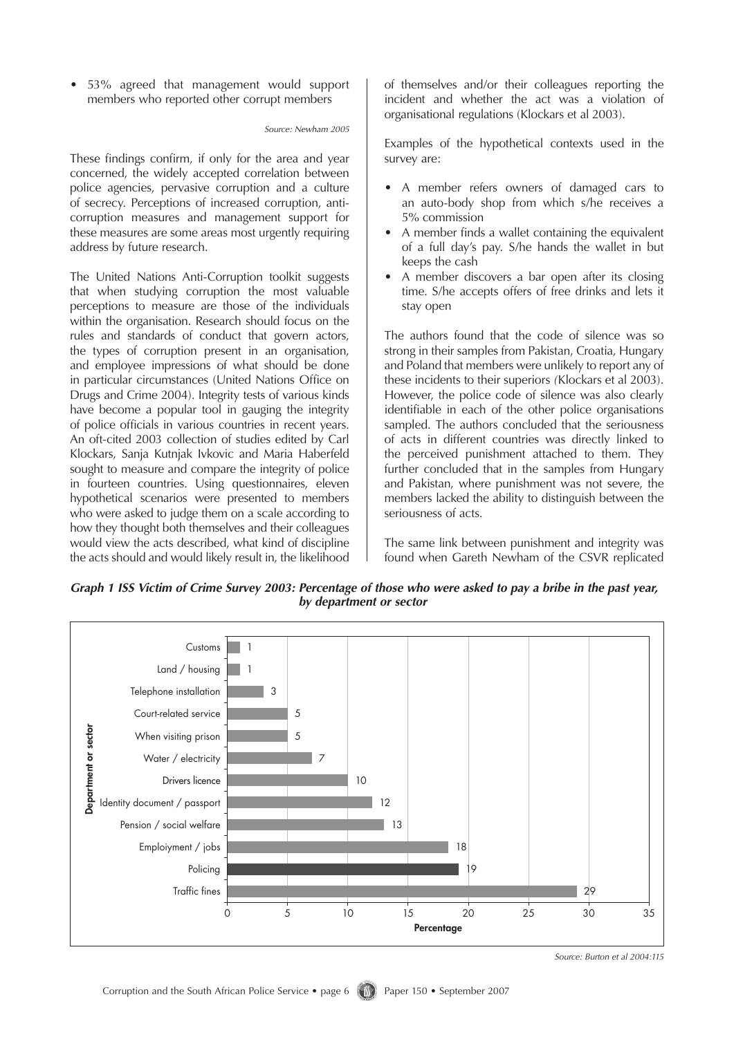- 53% agreed that management would support members who reported other corrupt members

*Source: Newham 2005*

These findings confirm, if only for the area and year concerned, the widely accepted correlation between police agencies, pervasive corruption and a culture of secrecy. Perceptions of increased corruption, anti-corruption measures and management support for these measures are some areas most urgently requiring address by future research.

The United Nations Anti-Corruption toolkit suggests that when studying corruption the most valuable perceptions to measure are those of the individuals within the organisation. Research should focus on the rules and standards of conduct that govern actors, the types of corruption present in an organisation, and employee impressions of what should be done in particular circumstances (United Nations Office on Drugs and Crime 2004). Integrity tests of various kinds have become a popular tool in gauging the integrity of police officials in various countries in recent years. An oft-cited 2003 collection of studies edited by Carl Klockars, Sanja Kutnjak Ivkovic and Maria Haberfeld sought to measure and compare the integrity of police in fourteen countries. Using questionnaires, eleven hypothetical scenarios were presented to members who were asked to judge them on a scale according to how they thought both themselves and their colleagues would view the acts described, what kind of discipline the acts should and would likely result in, the likelihood of themselves and/or their colleagues reporting the incident and whether the act was a violation of organisational regulations (Klockars et al 2003).

Examples of the hypothetical contexts used in the survey are:

- A member refers owners of damaged cars to an auto-body shop from which s/he receives a 5% commission
- A member finds a wallet containing the equivalent of a full day's pay. S/he hands the wallet in but keeps the cash
- A member discovers a bar open after its closing time. S/he accepts offers of free drinks and lets it stay open

The authors found that the code of silence was so strong in their samples from Pakistan, Croatia, Hungary and Poland that members were unlikely to report any of these incidents to their superiors *(*Klockars et al 2003). However, the police code of silence was also clearly identifiable in each of the other police organisations sampled. The authors concluded that the seriousness of acts in different countries was directly linked to the perceived punishment attached to them. They further concluded that in the samples from Hungary and Pakistan, where punishment was not severe, the members lacked the ability to distinguish between the seriousness of acts.

The same link between punishment and integrity was found when Gareth Newham of the CSVR replicated

***Graph 1 ISS Victim of Crime Survey 2003: Percentage of those who were asked to pay a bribe in the past year, by department or sector***

| Department or sector | Percentage |
|---|---|
| Customs | 1 |
| Land / housing | 1 |
| Telephone installation | 3 |
| Court-related service | 5 |
| When visiting prison | 5 |
| Water / electricity | 7 |
| Drivers licence | 10 |
| Identity document / passport | 12 |
| Pension / social welfare | 13 |
| Emploiyment / jobs | 18 |
| Policing | 19 |
| Traffic fines | 29 |

*Source: Burton et al 2004:115*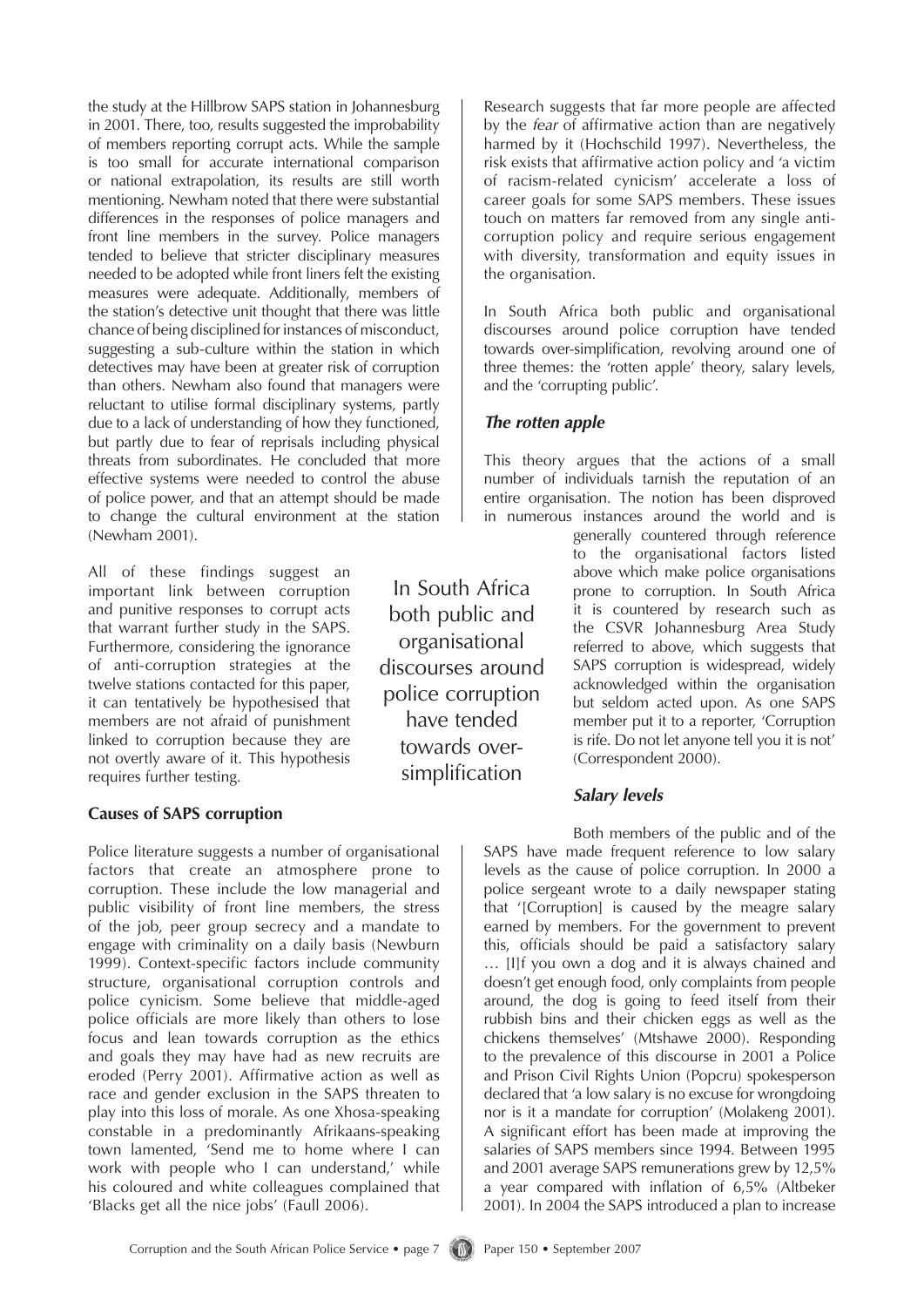the study at the Hillbrow SAPS station in Johannesburg in 2001. There, too, results suggested the improbability of members reporting corrupt acts. While the sample is too small for accurate international comparison or national extrapolation, its results are still worth mentioning. Newham noted that there were substantial differences in the responses of police managers and front line members in the survey. Police managers tended to believe that stricter disciplinary measures needed to be adopted while front liners felt the existing measures were adequate. Additionally, members of the station's detective unit thought that there was little chance of being disciplined for instances of misconduct, suggesting a sub-culture within the station in which detectives may have been at greater risk of corruption than others. Newham also found that managers were reluctant to utilise formal disciplinary systems, partly due to a lack of understanding of how they functioned, but partly due to fear of reprisals including physical threats from subordinates. He concluded that more effective systems were needed to control the abuse of police power, and that an attempt should be made to change the cultural environment at the station (Newham 2001).

All of these findings suggest an important link between corruption and punitive responses to corrupt acts that warrant further study in the SAPS. Furthermore, considering the ignorance of anti-corruption strategies at the twelve stations contacted for this paper, it can tentatively be hypothesised that members are not afraid of punishment linked to corruption because they are not overtly aware of it. This hypothesis requires further testing.

## Causes of SAPS corruption

Police literature suggests a number of organisational factors that create an atmosphere prone to corruption. These include the low managerial and public visibility of front line members, the stress of the job, peer group secrecy and a mandate to engage with criminality on a daily basis (Newburn 1999). Context-specific factors include community structure, organisational corruption controls and police cynicism. Some believe that middle-aged police officials are more likely than others to lose focus and lean towards corruption as the ethics and goals they may have had as new recruits are eroded (Perry 2001). Affirmative action as well as race and gender exclusion in the SAPS threaten to play into this loss of morale. As one Xhosa-speaking constable in a predominantly Afrikaans-speaking town lamented, 'Send me to home where I can work with people who I can understand,' while his coloured and white colleagues complained that 'Blacks get all the nice jobs' (Faull 2006).

Research suggests that far more people are affected by the *fear* of affirmative action than are negatively harmed by it (Hochschild 1997). Nevertheless, the risk exists that affirmative action policy and 'a victim of racism-related cynicism' accelerate a loss of career goals for some SAPS members. These issues touch on matters far removed from any single anti-corruption policy and require serious engagement with diversity, transformation and equity issues in the organisation.

In South Africa both public and organisational discourses around police corruption have tended towards over-simplification, revolving around one of three themes: the 'rotten apple' theory, salary levels, and the 'corrupting public'.

> In South Africa both public and organisational discourses around police corruption have tended towards over-simplification

### *The rotten apple*

This theory argues that the actions of a small number of individuals tarnish the reputation of an entire organisation. The notion has been disproved in numerous instances around the world and is generally countered through reference to the organisational factors listed above which make police organisations prone to corruption. In South Africa it is countered by research such as the CSVR Johannesburg Area Study referred to above, which suggests that SAPS corruption is widespread, widely acknowledged within the organisation but seldom acted upon. As one SAPS member put it to a reporter, 'Corruption is rife. Do not let anyone tell you it is not' (Correspondent 2000).

### *Salary levels*

Both members of the public and of the SAPS have made frequent reference to low salary levels as the cause of police corruption. In 2000 a police sergeant wrote to a daily newspaper stating that '[Corruption] is caused by the meagre salary earned by members. For the government to prevent this, officials should be paid a satisfactory salary … [I]f you own a dog and it is always chained and doesn't get enough food, only complaints from people around, the dog is going to feed itself from their rubbish bins and their chicken eggs as well as the chickens themselves' (Mtshawe 2000). Responding to the prevalence of this discourse in 2001 a Police and Prison Civil Rights Union (Popcru) spokesperson declared that 'a low salary is no excuse for wrongdoing nor is it a mandate for corruption' (Molakeng 2001). A significant effort has been made at improving the salaries of SAPS members since 1994. Between 1995 and 2001 average SAPS remunerations grew by 12,5% a year compared with inflation of 6,5% (Altbeker 2001). In 2004 the SAPS introduced a plan to increase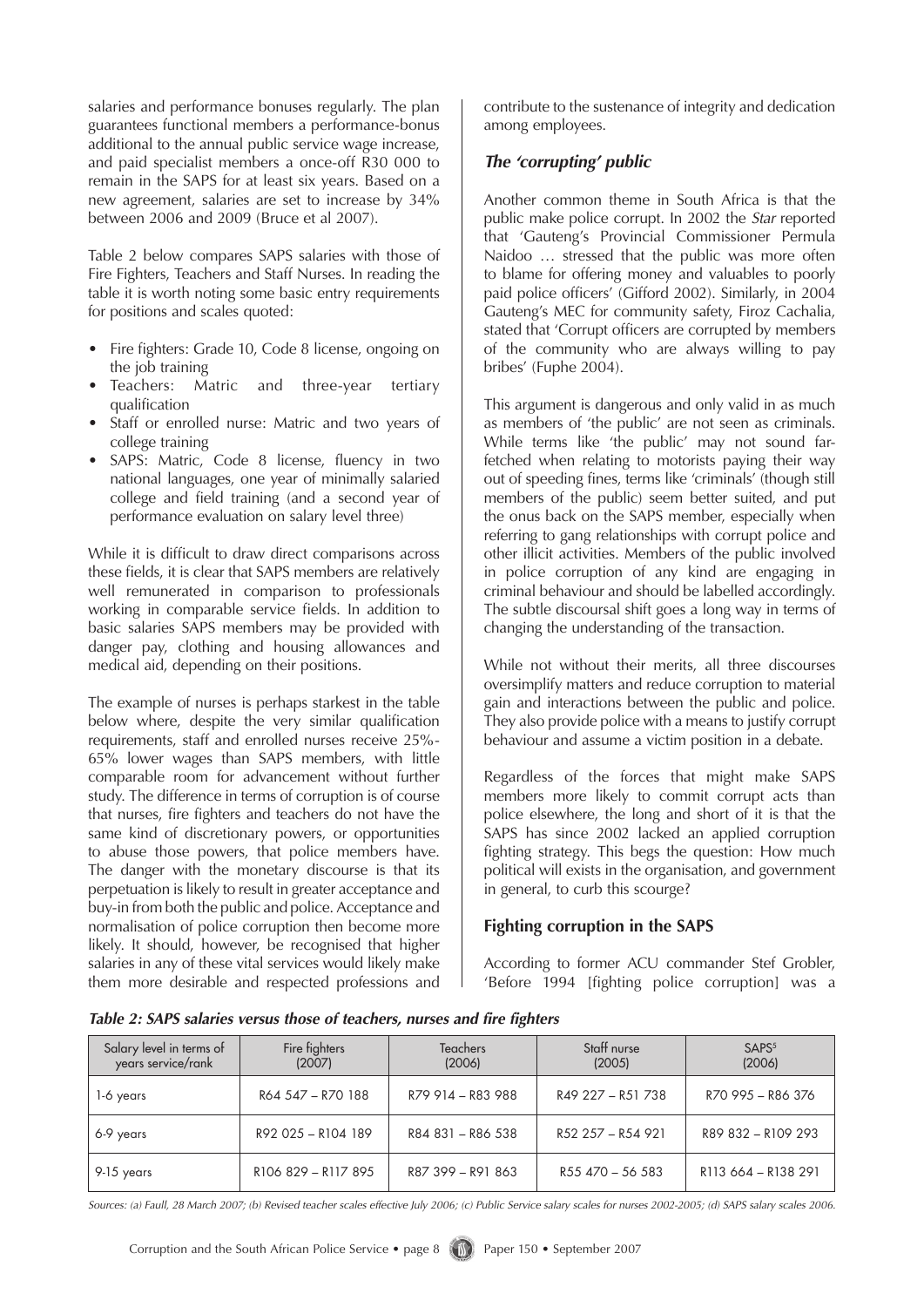salaries and performance bonuses regularly. The plan guarantees functional members a performance-bonus additional to the annual public service wage increase, and paid specialist members a once-off R30 000 to remain in the SAPS for at least six years. Based on a new agreement, salaries are set to increase by 34% between 2006 and 2009 (Bruce et al 2007).

Table 2 below compares SAPS salaries with those of Fire Fighters, Teachers and Staff Nurses. In reading the table it is worth noting some basic entry requirements for positions and scales quoted:

- Fire fighters: Grade 10, Code 8 license, ongoing on the job training
- Teachers: Matric and three-year tertiary qualification
- Staff or enrolled nurse: Matric and two years of college training
- SAPS: Matric, Code 8 license, fluency in two national languages, one year of minimally salaried college and field training (and a second year of performance evaluation on salary level three)

While it is difficult to draw direct comparisons across these fields, it is clear that SAPS members are relatively well remunerated in comparison to professionals working in comparable service fields. In addition to basic salaries SAPS members may be provided with danger pay, clothing and housing allowances and medical aid, depending on their positions.

The example of nurses is perhaps starkest in the table below where, despite the very similar qualification requirements, staff and enrolled nurses receive 25%-65% lower wages than SAPS members, with little comparable room for advancement without further study. The difference in terms of corruption is of course that nurses, fire fighters and teachers do not have the same kind of discretionary powers, or opportunities to abuse those powers, that police members have. The danger with the monetary discourse is that its perpetuation is likely to result in greater acceptance and buy-in from both the public and police. Acceptance and normalisation of police corruption then become more likely. It should, however, be recognised that higher salaries in any of these vital services would likely make them more desirable and respected professions and contribute to the sustenance of integrity and dedication among employees.

### *The 'corrupting' public*

Another common theme in South Africa is that the public make police corrupt. In 2002 the *Star* reported that 'Gauteng's Provincial Commissioner Permula Naidoo … stressed that the public was more often to blame for offering money and valuables to poorly paid police officers' (Gifford 2002). Similarly, in 2004 Gauteng's MEC for community safety, Firoz Cachalia, stated that 'Corrupt officers are corrupted by members of the community who are always willing to pay bribes' (Fuphe 2004).

This argument is dangerous and only valid in as much as members of 'the public' are not seen as criminals. While terms like 'the public' may not sound far-fetched when relating to motorists paying their way out of speeding fines, terms like 'criminals' (though still members of the public) seem better suited, and put the onus back on the SAPS member, especially when referring to gang relationships with corrupt police and other illicit activities. Members of the public involved in police corruption of any kind are engaging in criminal behaviour and should be labelled accordingly. The subtle discoursal shift goes a long way in terms of changing the understanding of the transaction.

While not without their merits, all three discourses oversimplify matters and reduce corruption to material gain and interactions between the public and police. They also provide police with a means to justify corrupt behaviour and assume a victim position in a debate.

Regardless of the forces that might make SAPS members more likely to commit corrupt acts than police elsewhere, the long and short of it is that the SAPS has since 2002 lacked an applied corruption fighting strategy. This begs the question: How much political will exists in the organisation, and government in general, to curb this scourge?

## Fighting corruption in the SAPS

According to former ACU commander Stef Grobler, 'Before 1994 [fighting police corruption] was a

***Table 2: SAPS salaries versus those of teachers, nurses and fire fighters***

| Salary level in terms of years service/rank | Fire fighters (2007) | Teachers (2006) | Staff nurse (2005) | SAPS[5] (2006) |
|---|---|---|---|---|
| 1-6 years | R64 547 – R70 188 | R79 914 – R83 988 | R49 227 – R51 738 | R70 995 – R86 376 |
| 6-9 years | R92 025 – R104 189 | R84 831 – R86 538 | R52 257 – R54 921 | R89 832 – R109 293 |
| 9-15 years | R106 829 – R117 895 | R87 399 – R91 863 | R55 470 – 56 583 | R113 664 – R138 291 |

*Sources: (a) Faull, 28 March 2007; (b) Revised teacher scales effective July 2006; (c) Public Service salary scales for nurses 2002-2005; (d) SAPS salary scales 2006.*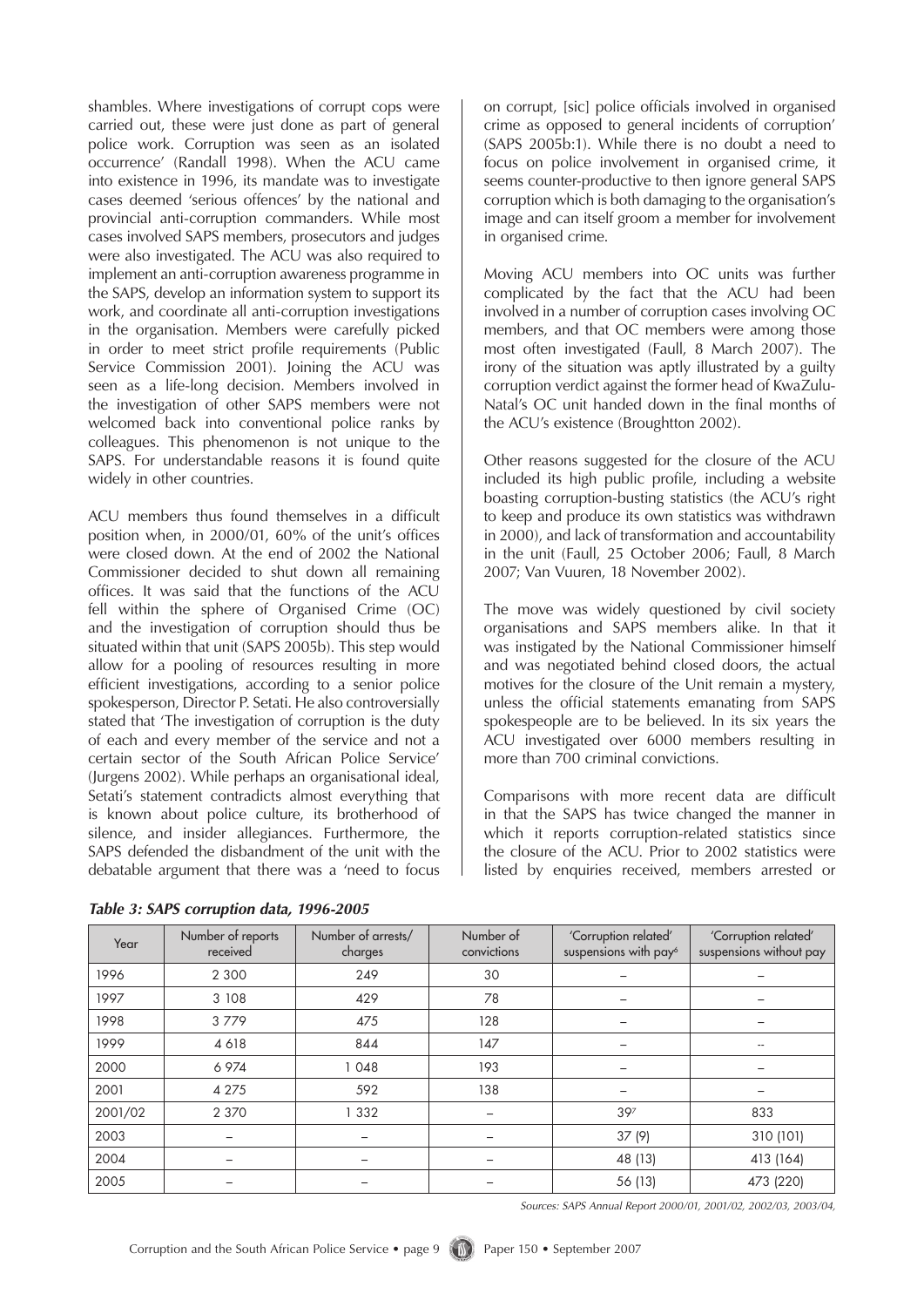shambles. Where investigations of corrupt cops were carried out, these were just done as part of general police work. Corruption was seen as an isolated occurrence' (Randall 1998). When the ACU came into existence in 1996, its mandate was to investigate cases deemed 'serious offences' by the national and provincial anti-corruption commanders. While most cases involved SAPS members, prosecutors and judges were also investigated. The ACU was also required to implement an anti-corruption awareness programme in the SAPS, develop an information system to support its work, and coordinate all anti-corruption investigations in the organisation. Members were carefully picked in order to meet strict profile requirements (Public Service Commission 2001). Joining the ACU was seen as a life-long decision. Members involved in the investigation of other SAPS members were not welcomed back into conventional police ranks by colleagues. This phenomenon is not unique to the SAPS. For understandable reasons it is found quite widely in other countries.

ACU members thus found themselves in a difficult position when, in 2000/01, 60% of the unit's offices were closed down. At the end of 2002 the National Commissioner decided to shut down all remaining offices. It was said that the functions of the ACU fell within the sphere of Organised Crime (OC) and the investigation of corruption should thus be situated within that unit (SAPS 2005b). This step would allow for a pooling of resources resulting in more efficient investigations, according to a senior police spokesperson, Director P. Setati. He also controversially stated that 'The investigation of corruption is the duty of each and every member of the service and not a certain sector of the South African Police Service' (Jurgens 2002). While perhaps an organisational ideal, Setati's statement contradicts almost everything that is known about police culture, its brotherhood of silence, and insider allegiances. Furthermore, the SAPS defended the disbandment of the unit with the debatable argument that there was a 'need to focus on corrupt, [sic] police officials involved in organised crime as opposed to general incidents of corruption' (SAPS 2005b:1). While there is no doubt a need to focus on police involvement in organised crime, it seems counter-productive to then ignore general SAPS corruption which is both damaging to the organisation's image and can itself groom a member for involvement in organised crime.

Moving ACU members into OC units was further complicated by the fact that the ACU had been involved in a number of corruption cases involving OC members, and that OC members were among those most often investigated (Faull, 8 March 2007). The irony of the situation was aptly illustrated by a guilty corruption verdict against the former head of KwaZulu-Natal's OC unit handed down in the final months of the ACU's existence (Broughtton 2002).

Other reasons suggested for the closure of the ACU included its high public profile, including a website boasting corruption-busting statistics (the ACU's right to keep and produce its own statistics was withdrawn in 2000), and lack of transformation and accountability in the unit (Faull, 25 October 2006; Faull, 8 March 2007; Van Vuuren, 18 November 2002).

The move was widely questioned by civil society organisations and SAPS members alike. In that it was instigated by the National Commissioner himself and was negotiated behind closed doors, the actual motives for the closure of the Unit remain a mystery, unless the official statements emanating from SAPS spokespeople are to be believed. In its six years the ACU investigated over 6000 members resulting in more than 700 criminal convictions.

Comparisons with more recent data are difficult in that the SAPS has twice changed the manner in which it reports corruption-related statistics since the closure of the ACU. Prior to 2002 statistics were listed by enquiries received, members arrested or

***Table 3: SAPS corruption data, 1996-2005***

| Year | Number of reports received | Number of arrests/ charges | Number of convictions | 'Corruption related' suspensions with pay[6] | 'Corruption related' suspensions without pay |
|---|---|---|---|---|---|
| 1996 | 2 300 | 249 | 30 | – | – |
| 1997 | 3 108 | 429 | 78 | – | – |
| 1998 | 3 779 | 475 | 128 | – | – |
| 1999 | 4 618 | 844 | 147 | – | -- |
| 2000 | 6 974 | 1 048 | 193 | – | – |
| 2001 | 4 275 | 592 | 138 | – | – |
| 2001/02 | 2 370 | 1 332 | – | 39[7] | 833 |
| 2003 | – | – | – | 37 (9) | 310 (101) |
| 2004 | – | – | – | 48 (13) | 413 (164) |
| 2005 | – | – | – | 56 (13) | 473 (220) |

*Sources: SAPS Annual Report 2000/01, 2001/02, 2002/03, 2003/04,*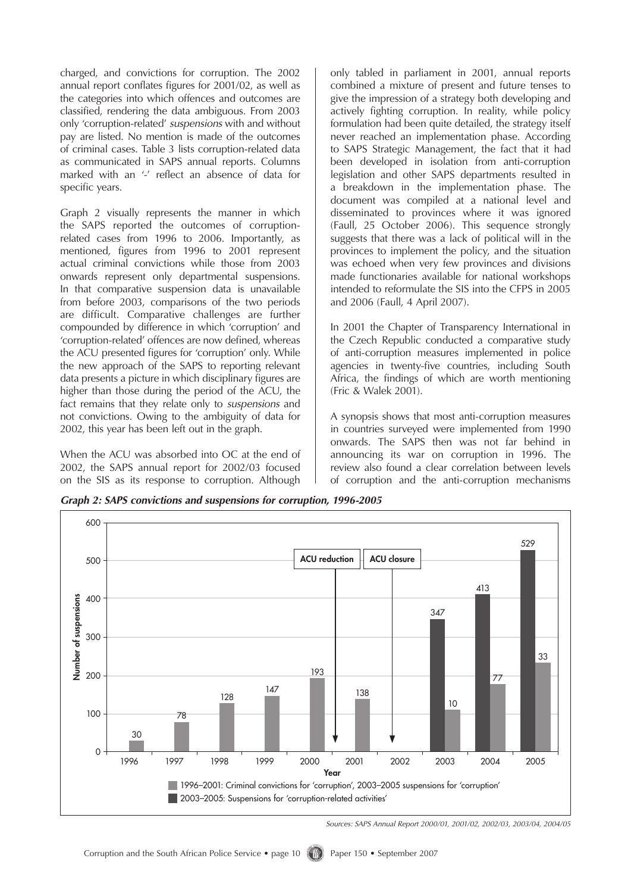charged, and convictions for corruption. The 2002 annual report conflates figures for 2001/02, as well as the categories into which offences and outcomes are classified, rendering the data ambiguous. From 2003 only 'corruption-related' *suspensions* with and without pay are listed. No mention is made of the outcomes of criminal cases. Table 3 lists corruption-related data as communicated in SAPS annual reports. Columns marked with an '-' reflect an absence of data for specific years.

Graph 2 visually represents the manner in which the SAPS reported the outcomes of corruption-related cases from 1996 to 2006. Importantly, as mentioned, figures from 1996 to 2001 represent actual criminal convictions while those from 2003 onwards represent only departmental suspensions. In that comparative suspension data is unavailable from before 2003, comparisons of the two periods are difficult. Comparative challenges are further compounded by difference in which 'corruption' and 'corruption-related' offences are now defined, whereas the ACU presented figures for 'corruption' only. While the new approach of the SAPS to reporting relevant data presents a picture in which disciplinary figures are higher than those during the period of the ACU, the fact remains that they relate only to *suspensions* and not convictions. Owing to the ambiguity of data for 2002, this year has been left out in the graph.

When the ACU was absorbed into OC at the end of 2002, the SAPS annual report for 2002/03 focused on the SIS as its response to corruption. Although only tabled in parliament in 2001, annual reports combined a mixture of present and future tenses to give the impression of a strategy both developing and actively fighting corruption. In reality, while policy formulation had been quite detailed, the strategy itself never reached an implementation phase. According to SAPS Strategic Management, the fact that it had been developed in isolation from anti-corruption legislation and other SAPS departments resulted in a breakdown in the implementation phase. The document was compiled at a national level and disseminated to provinces where it was ignored (Faull, 25 October 2006). This sequence strongly suggests that there was a lack of political will in the provinces to implement the policy, and the situation was echoed when very few provinces and divisions made functionaries available for national workshops intended to reformulate the SIS into the CFPS in 2005 and 2006 (Faull, 4 April 2007).

In 2001 the Chapter of Transparency International in the Czech Republic conducted a comparative study of anti-corruption measures implemented in police agencies in twenty-five countries, including South Africa, the findings of which are worth mentioning (Fric & Walek 2001).

A synopsis shows that most anti-corruption measures in countries surveyed were implemented from 1990 onwards. The SAPS then was not far behind in announcing its war on corruption in 1996. The review also found a clear correlation between levels of corruption and the anti-corruption mechanisms

***Graph 2: SAPS convictions and suspensions for corruption, 1996-2005***

| Year | 1996–2001: Criminal convictions for 'corruption', 2003–2005 suspensions for 'corruption' | 2003–2005: Suspensions for 'corruption-related activities' |
|---|---|---|
| 1996 | 30 | |
| 1997 | 78 | |
| 1998 | 128 | |
| 1999 | 147 | |
| 2000 | 193 | |
| 2001 | 138 | |
| 2002 | | |
| 2003 | 10 | 347 |
| 2004 | 77 | 413 |
| 2005 | 33 | 529 |

Annotations: ACU reduction (2000–2001); ACU closure (2002). Y-axis: Number of suspensions.

*Sources: SAPS Annual Report 2000/01, 2001/02, 2002/03, 2003/04, 2004/05*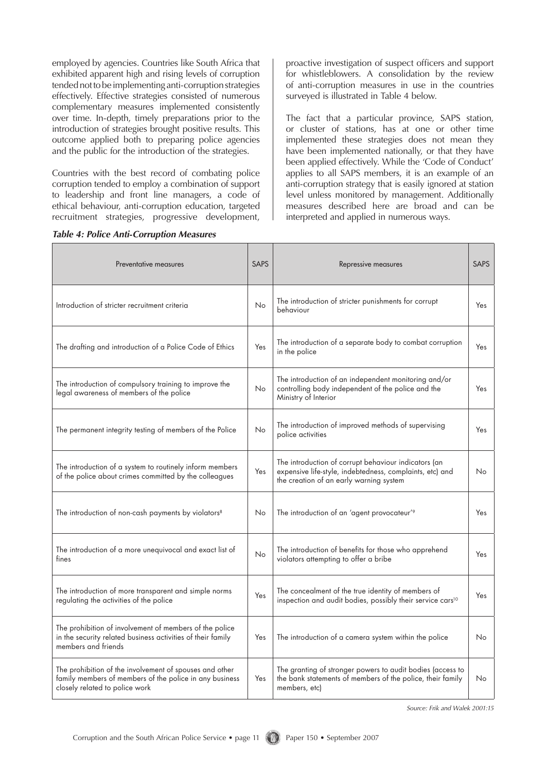employed by agencies. Countries like South Africa that exhibited apparent high and rising levels of corruption tended not to be implementing anti-corruption strategies effectively. Effective strategies consisted of numerous complementary measures implemented consistently over time. In-depth, timely preparations prior to the introduction of strategies brought positive results. This outcome applied both to preparing police agencies and the public for the introduction of the strategies.

Countries with the best record of combating police corruption tended to employ a combination of support to leadership and front line managers, a code of ethical behaviour, anti-corruption education, targeted recruitment strategies, progressive development, proactive investigation of suspect officers and support for whistleblowers. A consolidation by the review of anti-corruption measures in use in the countries surveyed is illustrated in Table 4 below.

The fact that a particular province, SAPS station, or cluster of stations, has at one or other time implemented these strategies does not mean they have been implemented nationally, or that they have been applied effectively. While the 'Code of Conduct' applies to all SAPS members, it is an example of an anti-corruption strategy that is easily ignored at station level unless monitored by management. Additionally measures described here are broad and can be interpreted and applied in numerous ways.

***Table 4: Police Anti-Corruption Measures***

| Preventative measures | SAPS | Repressive measures | SAPS |
|---|---|---|---|
| Introduction of stricter recruitment criteria | No | The introduction of stricter punishments for corrupt behaviour | Yes |
| The drafting and introduction of a Police Code of Ethics | Yes | The introduction of a separate body to combat corruption in the police | Yes |
| The introduction of compulsory training to improve the legal awareness of members of the police | No | The introduction of an independent monitoring and/or controlling body independent of the police and the Ministry of Interior | Yes |
| The permanent integrity testing of members of the Police | No | The introduction of improved methods of supervising police activities | Yes |
| The introduction of a system to routinely inform members of the police about crimes committed by the colleagues | Yes | The introduction of corrupt behaviour indicators (an expensive life-style, indebtedness, complaints, etc) and the creation of an early warning system | No |
| The introduction of non-cash payments by violators[8] | No | The introduction of an 'agent provocateur'[9] | Yes |
| The introduction of a more unequivocal and exact list of fines | No | The introduction of benefits for those who apprehend violators attempting to offer a bribe | Yes |
| The introduction of more transparent and simple norms regulating the activities of the police | Yes | The concealment of the true identity of members of inspection and audit bodies, possibly their service cars[10] | Yes |
| The prohibition of involvement of members of the police in the security related business activities of their family members and friends | Yes | The introduction of a camera system within the police | No |
| The prohibition of the involvement of spouses and other family members of members of the police in any business closely related to police work | Yes | The granting of stronger powers to audit bodies (access to the bank statements of members of the police, their family members, etc) | No |

*Source: Frik and Walek 2001:15*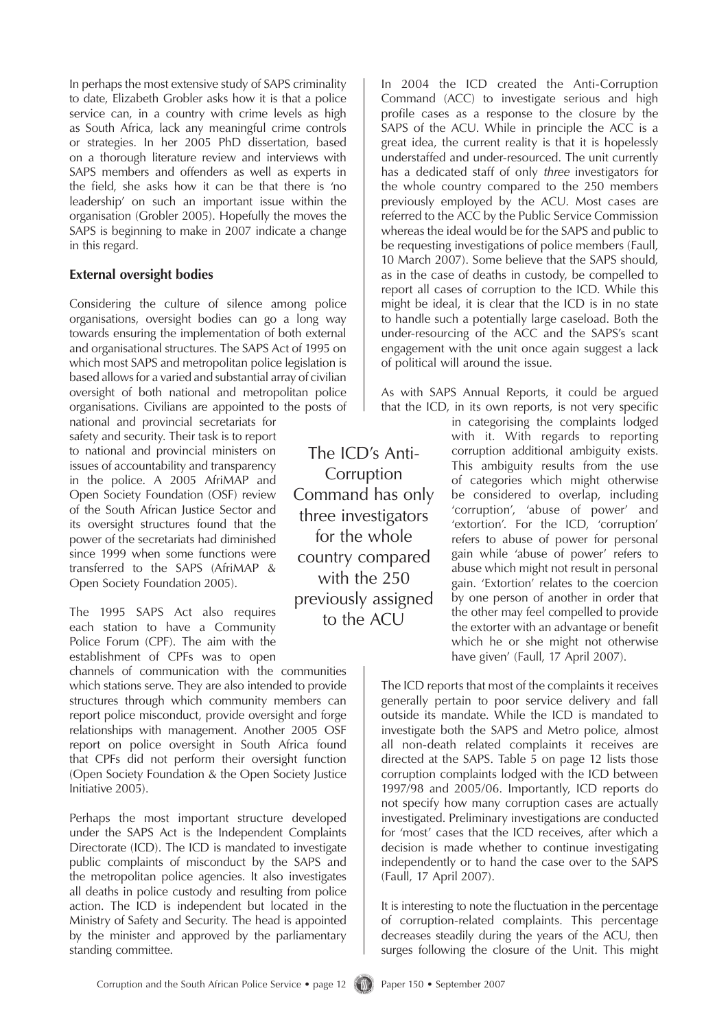In perhaps the most extensive study of SAPS criminality to date, Elizabeth Grobler asks how it is that a police service can, in a country with crime levels as high as South Africa, lack any meaningful crime controls or strategies. In her 2005 PhD dissertation, based on a thorough literature review and interviews with SAPS members and offenders as well as experts in the field, she asks how it can be that there is 'no leadership' on such an important issue within the organisation (Grobler 2005). Hopefully the moves the SAPS is beginning to make in 2007 indicate a change in this regard.

### External oversight bodies

Considering the culture of silence among police organisations, oversight bodies can go a long way towards ensuring the implementation of both external and organisational structures. The SAPS Act of 1995 on which most SAPS and metropolitan police legislation is based allows for a varied and substantial array of civilian oversight of both national and metropolitan police organisations. Civilians are appointed to the posts of national and provincial secretariats for safety and security. Their task is to report to national and provincial ministers on issues of accountability and transparency in the police. A 2005 AfriMAP and Open Society Foundation (OSF) review of the South African Justice Sector and its oversight structures found that the power of the secretariats had diminished since 1999 when some functions were transferred to the SAPS (AfriMAP & Open Society Foundation 2005).

The 1995 SAPS Act also requires each station to have a Community Police Forum (CPF). The aim with the establishment of CPFs was to open channels of communication with the communities which stations serve. They are also intended to provide structures through which community members can report police misconduct, provide oversight and forge relationships with management. Another 2005 OSF report on police oversight in South Africa found that CPFs did not perform their oversight function (Open Society Foundation & the Open Society Justice Initiative 2005).

Perhaps the most important structure developed under the SAPS Act is the Independent Complaints Directorate (ICD). The ICD is mandated to investigate public complaints of misconduct by the SAPS and the metropolitan police agencies. It also investigates all deaths in police custody and resulting from police action. The ICD is independent but located in the Ministry of Safety and Security. The head is appointed by the minister and approved by the parliamentary standing committee.

In 2004 the ICD created the Anti-Corruption Command (ACC) to investigate serious and high profile cases as a response to the closure by the SAPS of the ACU. While in principle the ACC is a great idea, the current reality is that it is hopelessly understaffed and under-resourced. The unit currently has a dedicated staff of only *three* investigators for the whole country compared to the 250 members previously employed by the ACU. Most cases are referred to the ACC by the Public Service Commission whereas the ideal would be for the SAPS and public to be requesting investigations of police members (Faull, 10 March 2007). Some believe that the SAPS should, as in the case of deaths in custody, be compelled to report all cases of corruption to the ICD. While this might be ideal, it is clear that the ICD is in no state to handle such a potentially large caseload. Both the under-resourcing of the ACC and the SAPS's scant engagement with the unit once again suggest a lack of political will around the issue.

> The ICD's Anti-Corruption Command has only three investigators for the whole country compared with the 250 previously assigned to the ACU

As with SAPS Annual Reports, it could be argued that the ICD, in its own reports, is not very specific in categorising the complaints lodged with it. With regards to reporting corruption additional ambiguity exists. This ambiguity results from the use of categories which might otherwise be considered to overlap, including 'corruption', 'abuse of power' and 'extortion'. For the ICD, 'corruption' refers to abuse of power for personal gain while 'abuse of power' refers to abuse which might not result in personal gain. 'Extortion' relates to the coercion by one person of another in order that the other may feel compelled to provide the extorter with an advantage or benefit which he or she might not otherwise have given' (Faull, 17 April 2007).

The ICD reports that most of the complaints it receives generally pertain to poor service delivery and fall outside its mandate. While the ICD is mandated to investigate both the SAPS and Metro police, almost all non-death related complaints it receives are directed at the SAPS. Table 5 on page 12 lists those corruption complaints lodged with the ICD between 1997/98 and 2005/06. Importantly, ICD reports do not specify how many corruption cases are actually investigated. Preliminary investigations are conducted for 'most' cases that the ICD receives, after which a decision is made whether to continue investigating independently or to hand the case over to the SAPS (Faull, 17 April 2007).

It is interesting to note the fluctuation in the percentage of corruption-related complaints. This percentage decreases steadily during the years of the ACU, then surges following the closure of the Unit. This might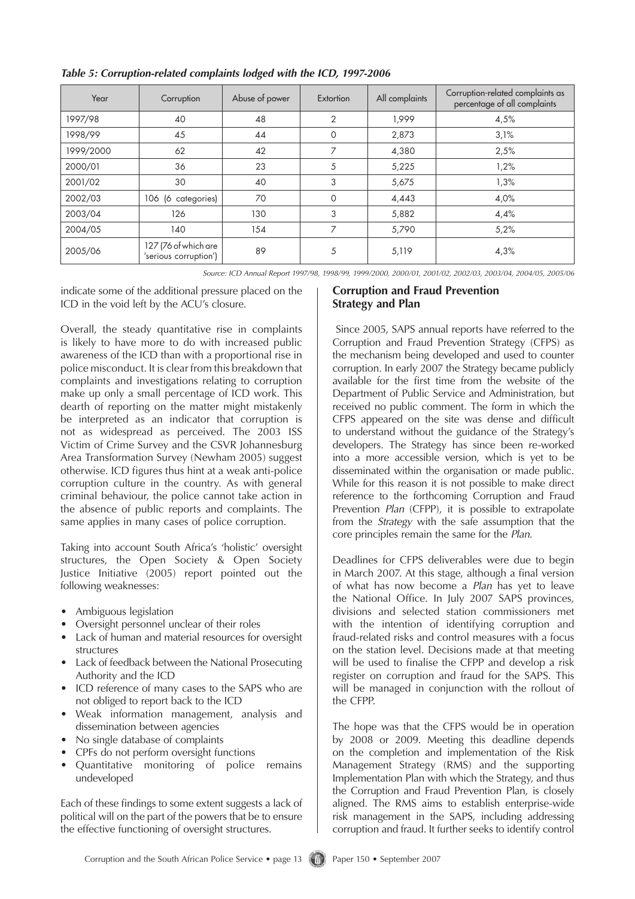*Table 5: Corruption-related complaints lodged with the ICD, 1997-2006*

| Year | Corruption | Abuse of power | Extortion | All complaints | Corruption-related complaints as percentage of all complaints |
|---|---|---|---|---|---|
| 1997/98 | 40 | 48 | 2 | 1,999 | 4,5% |
| 1998/99 | 45 | 44 | 0 | 2,873 | 3,1% |
| 1999/2000 | 62 | 42 | 7 | 4,380 | 2,5% |
| 2000/01 | 36 | 23 | 5 | 5,225 | 1,2% |
| 2001/02 | 30 | 40 | 3 | 5,675 | 1,3% |
| 2002/03 | 106 (6 categories) | 70 | 0 | 4,443 | 4,0% |
| 2003/04 | 126 | 130 | 3 | 5,882 | 4,4% |
| 2004/05 | 140 | 154 | 7 | 5,790 | 5,2% |
| 2005/06 | 127 (76 of which are 'serious corruption') | 89 | 5 | 5,119 | 4,3% |

*Source: ICD Annual Report 1997/98, 1998/99, 1999/2000, 2000/01, 2001/02, 2002/03, 2003/04, 2004/05, 2005/06*

indicate some of the additional pressure placed on the ICD in the void left by the ACU's closure.

Overall, the steady quantitative rise in complaints is likely to have more to do with increased public awareness of the ICD than with a proportional rise in police misconduct. It is clear from this breakdown that complaints and investigations relating to corruption make up only a small percentage of ICD work. This dearth of reporting on the matter might mistakenly be interpreted as an indicator that corruption is not as widespread as perceived. The 2003 ISS Victim of Crime Survey and the CSVR Johannesburg Area Transformation Survey (Newham 2005) suggest otherwise. ICD figures thus hint at a weak anti-police corruption culture in the country. As with general criminal behaviour, the police cannot take action in the absence of public reports and complaints. The same applies in many cases of police corruption.

Taking into account South Africa's 'holistic' oversight structures, the Open Society & Open Society Justice Initiative (2005) report pointed out the following weaknesses:

- Ambiguous legislation
- Oversight personnel unclear of their roles
- Lack of human and material resources for oversight structures
- Lack of feedback between the National Prosecuting Authority and the ICD
- ICD reference of many cases to the SAPS who are not obliged to report back to the ICD
- Weak information management, analysis and dissemination between agencies
- No single database of complaints
- CPFs do not perform oversight functions
- Quantitative monitoring of police remains undeveloped

Each of these findings to some extent suggests a lack of political will on the part of the powers that be to ensure the effective functioning of oversight structures.

### Corruption and Fraud Prevention Strategy and Plan

Since 2005, SAPS annual reports have referred to the Corruption and Fraud Prevention Strategy (CFPS) as the mechanism being developed and used to counter corruption. In early 2007 the Strategy became publicly available for the first time from the website of the Department of Public Service and Administration, but received no public comment. The form in which the CFPS appeared on the site was dense and difficult to understand without the guidance of the Strategy's developers. The Strategy has since been re-worked into a more accessible version, which is yet to be disseminated within the organisation or made public. While for this reason it is not possible to make direct reference to the forthcoming Corruption and Fraud Prevention *Plan* (CFPP), it is possible to extrapolate from the *Strategy* with the safe assumption that the core principles remain the same for the *Plan*.

Deadlines for CFPS deliverables were due to begin in March 2007. At this stage, although a final version of what has now become a *Plan* has yet to leave the National Office. In July 2007 SAPS provinces, divisions and selected station commissioners met with the intention of identifying corruption and fraud-related risks and control measures with a focus on the station level. Decisions made at that meeting will be used to finalise the CFPP and develop a risk register on corruption and fraud for the SAPS. This will be managed in conjunction with the rollout of the CFPP.

The hope was that the CFPS would be in operation by 2008 or 2009. Meeting this deadline depends on the completion and implementation of the Risk Management Strategy (RMS) and the supporting Implementation Plan with which the Strategy, and thus the Corruption and Fraud Prevention Plan, is closely aligned. The RMS aims to establish enterprise-wide risk management in the SAPS, including addressing corruption and fraud. It further seeks to identify control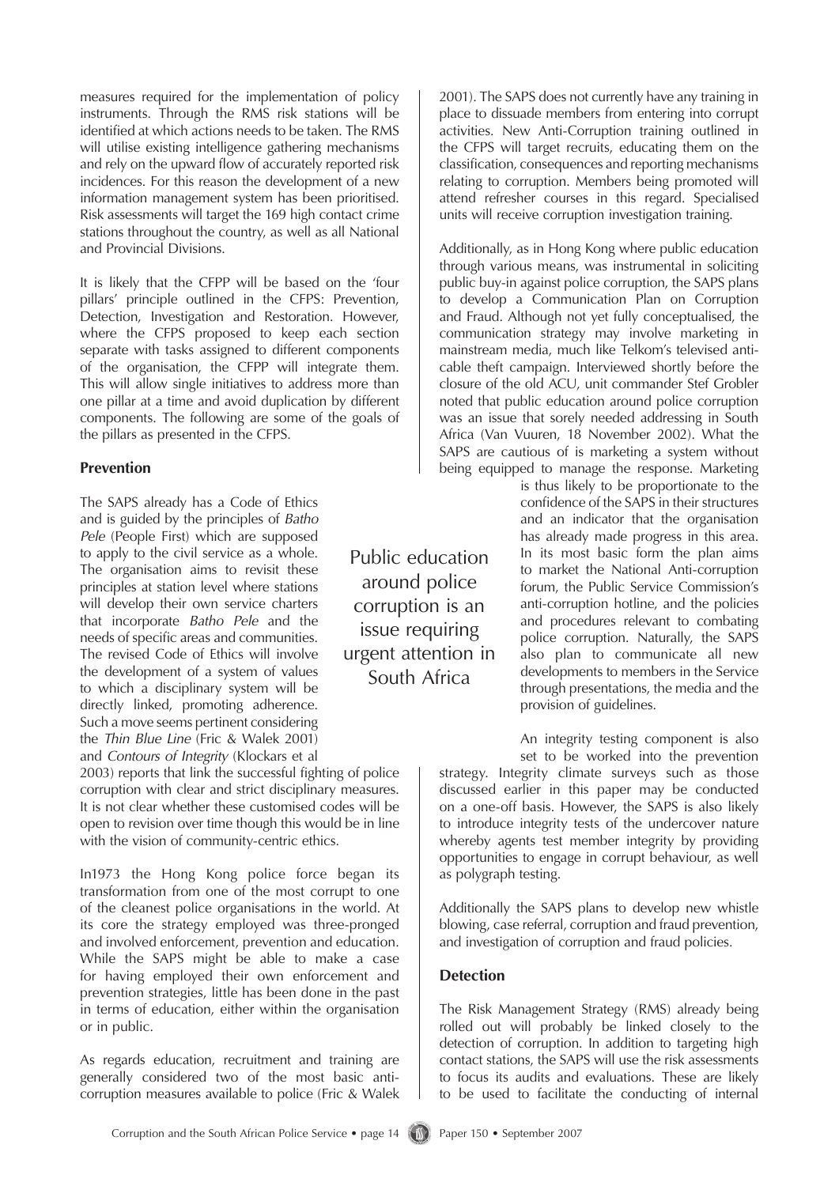measures required for the implementation of policy instruments. Through the RMS risk stations will be identified at which actions needs to be taken. The RMS will utilise existing intelligence gathering mechanisms and rely on the upward flow of accurately reported risk incidences. For this reason the development of a new information management system has been prioritised. Risk assessments will target the 169 high contact crime stations throughout the country, as well as all National and Provincial Divisions.

It is likely that the CFPP will be based on the 'four pillars' principle outlined in the CFPS: Prevention, Detection, Investigation and Restoration. However, where the CFPS proposed to keep each section separate with tasks assigned to different components of the organisation, the CFPP will integrate them. This will allow single initiatives to address more than one pillar at a time and avoid duplication by different components. The following are some of the goals of the pillars as presented in the CFPS.

### Prevention

The SAPS already has a Code of Ethics and is guided by the principles of *Batho Pele* (People First) which are supposed to apply to the civil service as a whole. The organisation aims to revisit these principles at station level where stations will develop their own service charters that incorporate *Batho Pele* and the needs of specific areas and communities. The revised Code of Ethics will involve the development of a system of values to which a disciplinary system will be directly linked, promoting adherence. Such a move seems pertinent considering the *Thin Blue Line* (Fric & Walek 2001) and *Contours of Integrity* (Klockars et al 2003) reports that link the successful fighting of police corruption with clear and strict disciplinary measures. It is not clear whether these customised codes will be open to revision over time though this would be in line with the vision of community-centric ethics.

In1973 the Hong Kong police force began its transformation from one of the most corrupt to one of the cleanest police organisations in the world. At its core the strategy employed was three-pronged and involved enforcement, prevention and education. While the SAPS might be able to make a case for having employed their own enforcement and prevention strategies, little has been done in the past in terms of education, either within the organisation or in public.

As regards education, recruitment and training are generally considered two of the most basic anti-corruption measures available to police (Fric & Walek 2001). The SAPS does not currently have any training in place to dissuade members from entering into corrupt activities. New Anti-Corruption training outlined in the CFPS will target recruits, educating them on the classification, consequences and reporting mechanisms relating to corruption. Members being promoted will attend refresher courses in this regard. Specialised units will receive corruption investigation training.

Additionally, as in Hong Kong where public education through various means, was instrumental in soliciting public buy-in against police corruption, the SAPS plans to develop a Communication Plan on Corruption and Fraud. Although not yet fully conceptualised, the communication strategy may involve marketing in mainstream media, much like Telkom's televised anti-cable theft campaign. Interviewed shortly before the closure of the old ACU, unit commander Stef Grobler noted that public education around police corruption was an issue that sorely needed addressing in South Africa (Van Vuuren, 18 November 2002). What the SAPS are cautious of is marketing a system without being equipped to manage the response. Marketing is thus likely to be proportionate to the confidence of the SAPS in their structures and an indicator that the organisation has already made progress in this area. In its most basic form the plan aims to market the National Anti-corruption forum, the Public Service Commission's anti-corruption hotline, and the policies and procedures relevant to combating police corruption. Naturally, the SAPS also plan to communicate all new developments to members in the Service through presentations, the media and the provision of guidelines.

> Public education around police corruption is an issue requiring urgent attention in South Africa

An integrity testing component is also set to be worked into the prevention strategy. Integrity climate surveys such as those discussed earlier in this paper may be conducted on a one-off basis. However, the SAPS is also likely to introduce integrity tests of the undercover nature whereby agents test member integrity by providing opportunities to engage in corrupt behaviour, as well as polygraph testing.

Additionally the SAPS plans to develop new whistle blowing, case referral, corruption and fraud prevention, and investigation of corruption and fraud policies.

### Detection

The Risk Management Strategy (RMS) already being rolled out will probably be linked closely to the detection of corruption. In addition to targeting high contact stations, the SAPS will use the risk assessments to focus its audits and evaluations. These are likely to be used to facilitate the conducting of internal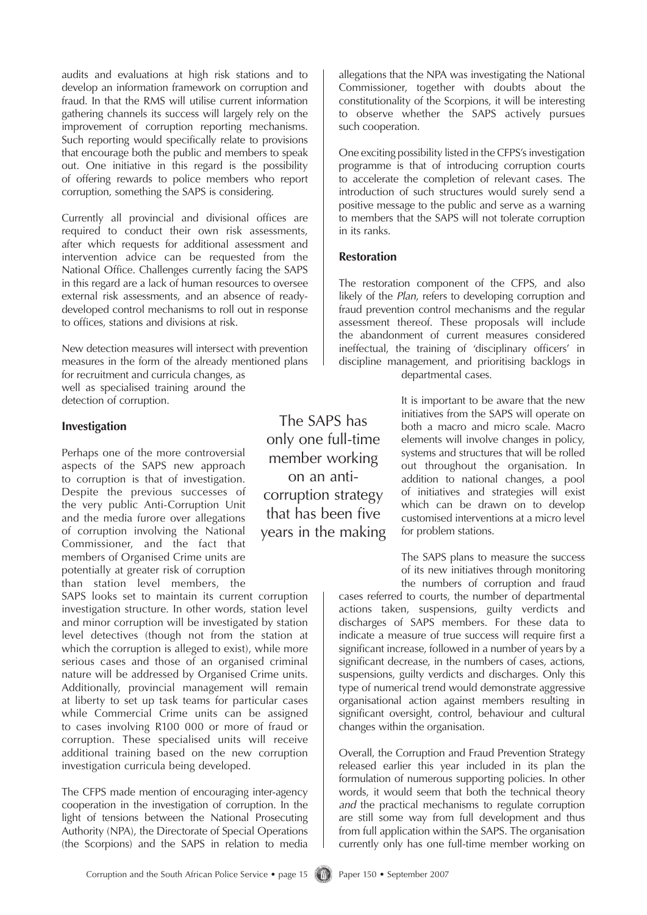audits and evaluations at high risk stations and to develop an information framework on corruption and fraud. In that the RMS will utilise current information gathering channels its success will largely rely on the improvement of corruption reporting mechanisms. Such reporting would specifically relate to provisions that encourage both the public and members to speak out. One initiative in this regard is the possibility of offering rewards to police members who report corruption, something the SAPS is considering.

Currently all provincial and divisional offices are required to conduct their own risk assessments, after which requests for additional assessment and intervention advice can be requested from the National Office. Challenges currently facing the SAPS in this regard are a lack of human resources to oversee external risk assessments, and an absence of ready-developed control mechanisms to roll out in response to offices, stations and divisions at risk.

New detection measures will intersect with prevention measures in the form of the already mentioned plans for recruitment and curricula changes, as well as specialised training around the detection of corruption.

**Investigation**

Perhaps one of the more controversial aspects of the SAPS new approach to corruption is that of investigation. Despite the previous successes of the very public Anti-Corruption Unit and the media furore over allegations of corruption involving the National Commissioner, and the fact that members of Organised Crime units are potentially at greater risk of corruption than station level members, the SAPS looks set to maintain its current corruption investigation structure. In other words, station level and minor corruption will be investigated by station level detectives (though not from the station at which the corruption is alleged to exist), while more serious cases and those of an organised criminal nature will be addressed by Organised Crime units. Additionally, provincial management will remain at liberty to set up task teams for particular cases while Commercial Crime units can be assigned to cases involving R100 000 or more of fraud or corruption. These specialised units will receive additional training based on the new corruption investigation curricula being developed.

The CFPS made mention of encouraging inter-agency cooperation in the investigation of corruption. In the light of tensions between the National Prosecuting Authority (NPA), the Directorate of Special Operations (the Scorpions) and the SAPS in relation to media allegations that the NPA was investigating the National Commissioner, together with doubts about the constitutionality of the Scorpions, it will be interesting to observe whether the SAPS actively pursues such cooperation.

One exciting possibility listed in the CFPS's investigation programme is that of introducing corruption courts to accelerate the completion of relevant cases. The introduction of such structures would surely send a positive message to the public and serve as a warning to members that the SAPS will not tolerate corruption in its ranks.

**Restoration**

The restoration component of the CFPS, and also likely of the *Plan*, refers to developing corruption and fraud prevention control mechanisms and the regular assessment thereof. These proposals will include the abandonment of current measures considered ineffectual, the training of 'disciplinary officers' in discipline management, and prioritising backlogs in departmental cases.

> The SAPS has only one full-time member working on an anti-corruption strategy that has been five years in the making

It is important to be aware that the new initiatives from the SAPS will operate on both a macro and micro scale. Macro elements will involve changes in policy, systems and structures that will be rolled out throughout the organisation. In addition to national changes, a pool of initiatives and strategies will exist which can be drawn on to develop customised interventions at a micro level for problem stations.

The SAPS plans to measure the success of its new initiatives through monitoring the numbers of corruption and fraud cases referred to courts, the number of departmental actions taken, suspensions, guilty verdicts and discharges of SAPS members. For these data to indicate a measure of true success will require first a significant increase, followed in a number of years by a significant decrease, in the numbers of cases, actions, suspensions, guilty verdicts and discharges. Only this type of numerical trend would demonstrate aggressive organisational action against members resulting in significant oversight, control, behaviour and cultural changes within the organisation.

Overall, the Corruption and Fraud Prevention Strategy released earlier this year included in its plan the formulation of numerous supporting policies. In other words, it would seem that both the technical theory *and* the practical mechanisms to regulate corruption are still some way from full development and thus from full application within the SAPS. The organisation currently only has one full-time member working on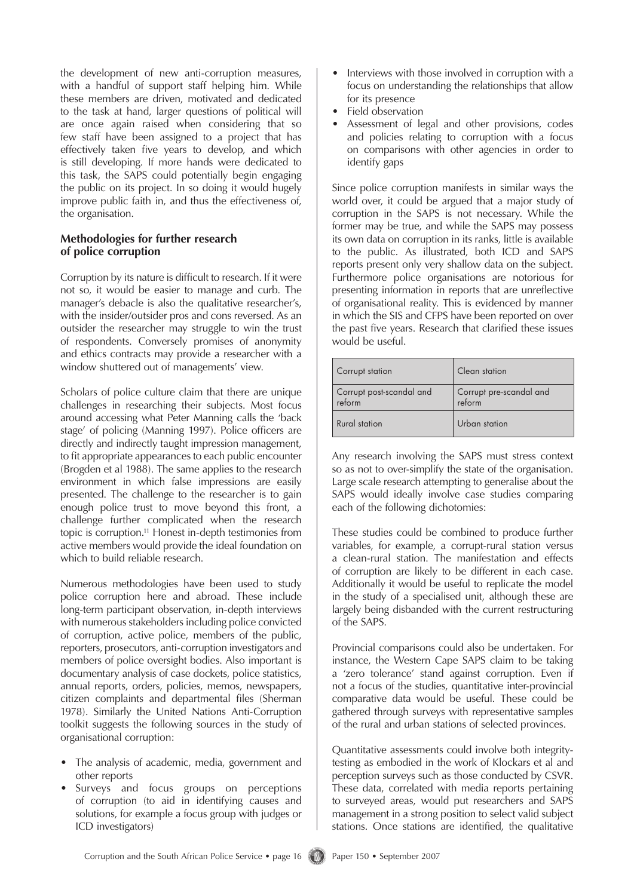the development of new anti-corruption measures, with a handful of support staff helping him. While these members are driven, motivated and dedicated to the task at hand, larger questions of political will are once again raised when considering that so few staff have been assigned to a project that has effectively taken five years to develop, and which is still developing. If more hands were dedicated to this task, the SAPS could potentially begin engaging the public on its project. In so doing it would hugely improve public faith in, and thus the effectiveness of, the organisation.

## Methodologies for further research of police corruption

Corruption by its nature is difficult to research. If it were not so, it would be easier to manage and curb. The manager's debacle is also the qualitative researcher's, with the insider/outsider pros and cons reversed. As an outsider the researcher may struggle to win the trust of respondents. Conversely promises of anonymity and ethics contracts may provide a researcher with a window shuttered out of managements' view.

Scholars of police culture claim that there are unique challenges in researching their subjects. Most focus around accessing what Peter Manning calls the 'back stage' of policing (Manning 1997). Police officers are directly and indirectly taught impression management, to fit appropriate appearances to each public encounter (Brogden et al 1988). The same applies to the research environment in which false impressions are easily presented. The challenge to the researcher is to gain enough police trust to move beyond this front, a challenge further complicated when the research topic is corruption.[11] Honest in-depth testimonies from active members would provide the ideal foundation on which to build reliable research.

Numerous methodologies have been used to study police corruption here and abroad. These include long-term participant observation, in-depth interviews with numerous stakeholders including police convicted of corruption, active police, members of the public, reporters, prosecutors, anti-corruption investigators and members of police oversight bodies. Also important is documentary analysis of case dockets, police statistics, annual reports, orders, policies, memos, newspapers, citizen complaints and departmental files (Sherman 1978). Similarly the United Nations Anti-Corruption toolkit suggests the following sources in the study of organisational corruption:

- The analysis of academic, media, government and other reports
- Surveys and focus groups on perceptions of corruption (to aid in identifying causes and solutions, for example a focus group with judges or ICD investigators)
- Interviews with those involved in corruption with a focus on understanding the relationships that allow for its presence
- Field observation
- Assessment of legal and other provisions, codes and policies relating to corruption with a focus on comparisons with other agencies in order to identify gaps

Since police corruption manifests in similar ways the world over, it could be argued that a major study of corruption in the SAPS is not necessary. While the former may be true, and while the SAPS may possess its own data on corruption in its ranks, little is available to the public. As illustrated, both ICD and SAPS reports present only very shallow data on the subject. Furthermore police organisations are notorious for presenting information in reports that are unreflective of organisational reality. This is evidenced by manner in which the SIS and CFPS have been reported on over the past five years. Research that clarified these issues would be useful.

Any research involving the SAPS must stress context so as not to over-simplify the state of the organisation. Large scale research attempting to generalise about the SAPS would ideally involve case studies comparing each of the following dichotomies:

| Corrupt station | Clean station |
|---|---|
| Corrupt post-scandal and reform | Corrupt pre-scandal and reform |
| Rural station | Urban station |

These studies could be combined to produce further variables, for example, a corrupt-rural station versus a clean-rural station. The manifestation and effects of corruption are likely to be different in each case. Additionally it would be useful to replicate the model in the study of a specialised unit, although these are largely being disbanded with the current restructuring of the SAPS.

Provincial comparisons could also be undertaken. For instance, the Western Cape SAPS claim to be taking a 'zero tolerance' stand against corruption. Even if not a focus of the studies, quantitative inter-provincial comparative data would be useful. These could be gathered through surveys with representative samples of the rural and urban stations of selected provinces.

Quantitative assessments could involve both integrity-testing as embodied in the work of Klockars et al and perception surveys such as those conducted by CSVR. These data, correlated with media reports pertaining to surveyed areas, would put researchers and SAPS management in a strong position to select valid subject stations. Once stations are identified, the qualitative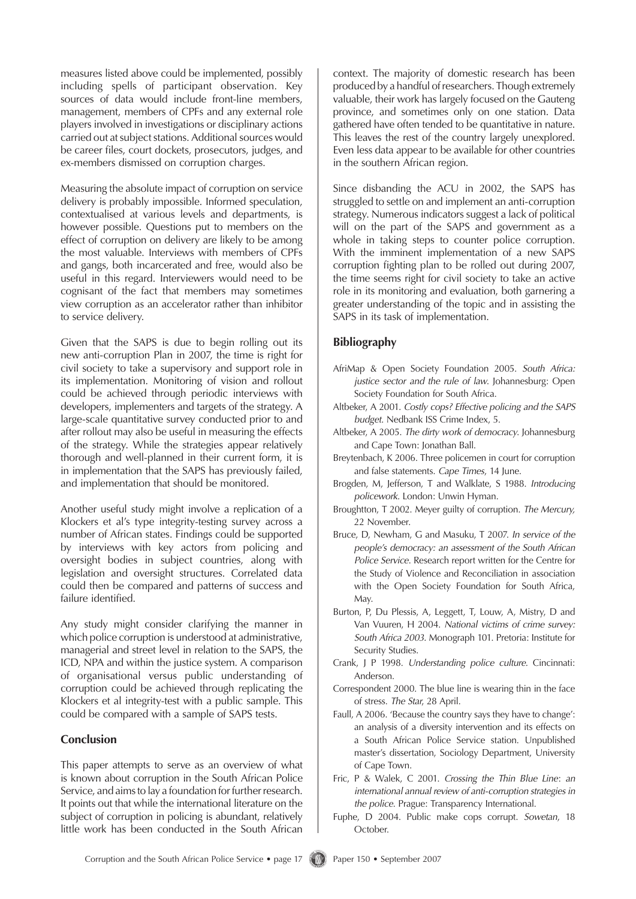measures listed above could be implemented, possibly including spells of participant observation. Key sources of data would include front-line members, management, members of CPFs and any external role players involved in investigations or disciplinary actions carried out at subject stations. Additional sources would be career files, court dockets, prosecutors, judges, and ex-members dismissed on corruption charges.

Measuring the absolute impact of corruption on service delivery is probably impossible. Informed speculation, contextualised at various levels and departments, is however possible. Questions put to members on the effect of corruption on delivery are likely to be among the most valuable. Interviews with members of CPFs and gangs, both incarcerated and free, would also be useful in this regard. Interviewers would need to be cognisant of the fact that members may sometimes view corruption as an accelerator rather than inhibitor to service delivery.

Given that the SAPS is due to begin rolling out its new anti-corruption Plan in 2007, the time is right for civil society to take a supervisory and support role in its implementation. Monitoring of vision and rollout could be achieved through periodic interviews with developers, implementers and targets of the strategy. A large-scale quantitative survey conducted prior to and after rollout may also be useful in measuring the effects of the strategy. While the strategies appear relatively thorough and well-planned in their current form, it is in implementation that the SAPS has previously failed, and implementation that should be monitored.

Another useful study might involve a replication of a Klockers et al's type integrity-testing survey across a number of African states. Findings could be supported by interviews with key actors from policing and oversight bodies in subject countries, along with legislation and oversight structures. Correlated data could then be compared and patterns of success and failure identified.

Any study might consider clarifying the manner in which police corruption is understood at administrative, managerial and street level in relation to the SAPS, the ICD, NPA and within the justice system. A comparison of organisational versus public understanding of corruption could be achieved through replicating the Klockers et al integrity-test with a public sample. This could be compared with a sample of SAPS tests.

## Conclusion

This paper attempts to serve as an overview of what is known about corruption in the South African Police Service, and aims to lay a foundation for further research. It points out that while the international literature on the subject of corruption in policing is abundant, relatively little work has been conducted in the South African context. The majority of domestic research has been produced by a handful of researchers. Though extremely valuable, their work has largely focused on the Gauteng province, and sometimes only on one station. Data gathered have often tended to be quantitative in nature. This leaves the rest of the country largely unexplored. Even less data appear to be available for other countries in the southern African region.

Since disbanding the ACU in 2002, the SAPS has struggled to settle on and implement an anti-corruption strategy. Numerous indicators suggest a lack of political will on the part of the SAPS and government as a whole in taking steps to counter police corruption. With the imminent implementation of a new SAPS corruption fighting plan to be rolled out during 2007, the time seems right for civil society to take an active role in its monitoring and evaluation, both garnering a greater understanding of the topic and in assisting the SAPS in its task of implementation.

## Bibliography

AfriMap & Open Society Foundation 2005. *South Africa: justice sector and the rule of law*. Johannesburg: Open Society Foundation for South Africa.

Altbeker, A 2001. *Costly cops? Effective policing and the SAPS budget*. Nedbank ISS Crime Index, 5.

Altbeker, A 2005. *The dirty work of democracy*. Johannesburg and Cape Town: Jonathan Ball.

Breytenbach, K 2006. Three policemen in court for corruption and false statements. *Cape Times*, 14 June.

Brogden, M, Jefferson, T and Walklate, S 1988. *Introducing policework*. London: Unwin Hyman.

Broughtton, T 2002. Meyer guilty of corruption. *The Mercury*, 22 November.

Bruce, D, Newham, G and Masuku, T 2007. *In service of the people's democracy: an assessment of the South African Police Service*. Research report written for the Centre for the Study of Violence and Reconciliation in association with the Open Society Foundation for South Africa, May.

Burton, P, Du Plessis, A, Leggett, T, Louw, A, Mistry, D and Van Vuuren, H 2004. *National victims of crime survey: South Africa 2003*. Monograph 101. Pretoria: Institute for Security Studies.

Crank, J P 1998. *Understanding police culture*. Cincinnati: Anderson.

Correspondent 2000. The blue line is wearing thin in the face of stress. *The Star*, 28 April.

Faull, A 2006. 'Because the country says they have to change': an analysis of a diversity intervention and its effects on a South African Police Service station. Unpublished master's dissertation, Sociology Department, University of Cape Town.

Fric, P & Walek, C 2001. *Crossing the Thin Blue Line: an international annual review of anti-corruption strategies in the police*. Prague: Transparency International.

Fuphe, D 2004. Public make cops corrupt. *Sowetan*, 18 October.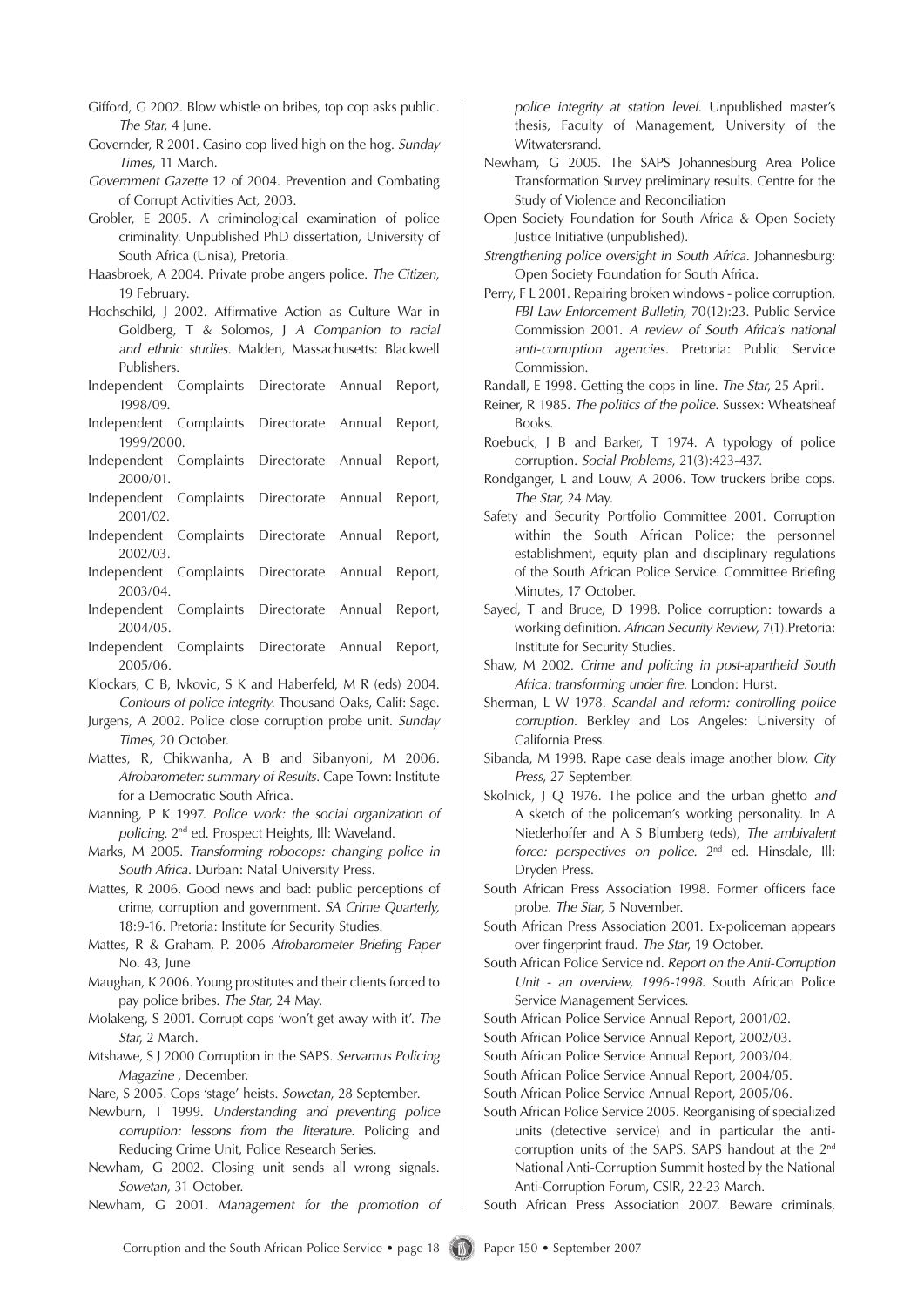Gifford, G 2002. Blow whistle on bribes, top cop asks public. *The Star*, 4 June.

Governder, R 2001. Casino cop lived high on the hog. *Sunday Times*, 11 March.

*Government Gazette* 12 of 2004. Prevention and Combating of Corrupt Activities Act, 2003.

Grobler, E 2005. A criminological examination of police criminality. Unpublished PhD dissertation, University of South Africa (Unisa), Pretoria.

Haasbroek, A 2004. Private probe angers police. *The Citizen*, 19 February.

Hochschild, J 2002. Affirmative Action as Culture War in Goldberg, T & Solomos, J *A Companion to racial and ethnic studies*. Malden, Massachusetts: Blackwell Publishers.

Independent Complaints Directorate Annual Report, 1998/09.

Independent Complaints Directorate Annual Report, 1999/2000.

Independent Complaints Directorate Annual Report, 2000/01.

Independent Complaints Directorate Annual Report, 2001/02.

Independent Complaints Directorate Annual Report, 2002/03.

Independent Complaints Directorate Annual Report, 2003/04.

Independent Complaints Directorate Annual Report, 2004/05.

Independent Complaints Directorate Annual Report, 2005/06.

Klockars, C B, Ivkovic, S K and Haberfeld, M R (eds) 2004. *Contours of police integrity*. Thousand Oaks, Calif: Sage.

Jurgens, A 2002. Police close corruption probe unit. *Sunday Times*, 20 October.

Mattes, R, Chikwanha, A B and Sibanyoni, M 2006. *Afrobarometer: summary of Results*. Cape Town: Institute for a Democratic South Africa.

Manning, P K 1997. *Police work: the social organization of policing*. 2nd ed. Prospect Heights, Ill: Waveland.

Marks, M 2005. *Transforming robocops: changing police in South Africa*. Durban: Natal University Press.

Mattes, R 2006. Good news and bad: public perceptions of crime, corruption and government. *SA Crime Quarterly*, 18:9-16. Pretoria: Institute for Security Studies.

Mattes, R & Graham, P. 2006 *Afrobarometer Briefing Paper* No. 43, June

Maughan, K 2006. Young prostitutes and their clients forced to pay police bribes. *The Star*, 24 May.

Molakeng, S 2001. Corrupt cops 'won't get away with it'. *The Star*, 2 March.

Mtshawe, S J 2000 Corruption in the SAPS. *Servamus Policing Magazine* , December.

Nare, S 2005. Cops 'stage' heists. *Sowetan*, 28 September.

Newburn, T 1999. *Understanding and preventing police corruption: lessons from the literature*. Policing and Reducing Crime Unit, Police Research Series.

Newham, G 2002. Closing unit sends all wrong signals. *Sowetan*, 31 October.

Newham, G 2001. *Management for the promotion of police integrity at station level*. Unpublished master's thesis, Faculty of Management, University of the Witwatersrand.

Newham, G 2005. The SAPS Johannesburg Area Police Transformation Survey preliminary results. Centre for the Study of Violence and Reconciliation

Open Society Foundation for South Africa & Open Society Justice Initiative (unpublished).

*Strengthening police oversight in South Africa*. Johannesburg: Open Society Foundation for South Africa.

Perry, F L 2001. Repairing broken windows - police corruption. *FBI Law Enforcement Bulletin*, 70(12):23. Public Service Commission 2001. *A review of South Africa's national anti-corruption agencies*. Pretoria: Public Service Commission.

Randall, E 1998. Getting the cops in line. *The Star*, 25 April.

Reiner, R 1985. *The politics of the police*. Sussex: Wheatsheaf Books.

Roebuck, J B and Barker, T 1974. A typology of police corruption. *Social Problems*, 21(3):423-437.

Rondganger, L and Louw, A 2006. Tow truckers bribe cops. *The Star*, 24 May.

Safety and Security Portfolio Committee 2001. Corruption within the South African Police; the personnel establishment, equity plan and disciplinary regulations of the South African Police Service. Committee Briefing Minutes, 17 October.

Sayed, T and Bruce, D 1998. Police corruption: towards a working definition. *African Security Review*, 7(1).Pretoria: Institute for Security Studies.

Shaw, M 2002. *Crime and policing in post-apartheid South Africa: transforming under fire*. London: Hurst.

Sherman, L W 1978. *Scandal and reform: controlling police corruption*. Berkley and Los Angeles: University of California Press.

Sibanda, M 1998. Rape case deals image another blow. *City Press*, 27 September.

Skolnick, J Q 1976. The police and the urban ghetto *and* A sketch of the policeman's working personality. In A Niederhoffer and A S Blumberg (eds), *The ambivalent force: perspectives on police*. 2nd ed. Hinsdale, Ill: Dryden Press.

South African Press Association 1998. Former officers face probe. *The Star*, 5 November.

South African Press Association 2001. Ex-policeman appears over fingerprint fraud. *The Star*, 19 October.

South African Police Service nd. *Report on the Anti-Corruption Unit - an overview, 1996-1998*. South African Police Service Management Services.

South African Police Service Annual Report, 2001/02.

South African Police Service Annual Report, 2002/03.

South African Police Service Annual Report, 2003/04.

South African Police Service Annual Report, 2004/05.

South African Police Service Annual Report, 2005/06.

South African Police Service 2005. Reorganising of specialized units (detective service) and in particular the anti-corruption units of the SAPS. SAPS handout at the 2nd National Anti-Corruption Summit hosted by the National Anti-Corruption Forum, CSIR, 22-23 March.

South African Press Association 2007. Beware criminals,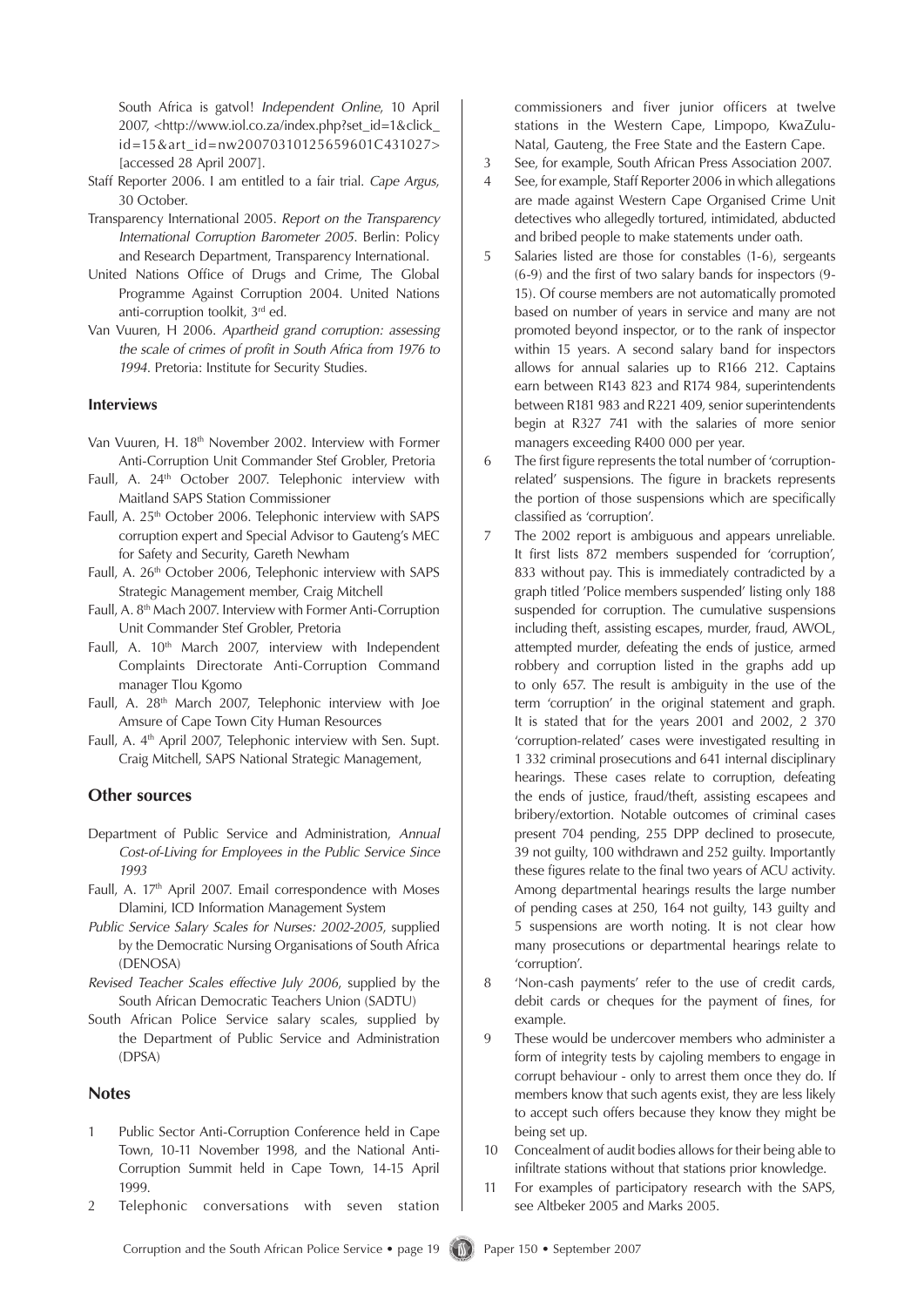South Africa is gatvol! *Independent Online*, 10 April 2007, <http://www.iol.co.za/index.php?set_id=1&click_id=15&art_id=nw20070310125659601C431027> [accessed 28 April 2007].

Staff Reporter 2006. I am entitled to a fair trial. *Cape Argus*, 30 October.

Transparency International 2005. *Report on the Transparency International Corruption Barometer 2005*. Berlin: Policy and Research Department, Transparency International.

United Nations Office of Drugs and Crime, The Global Programme Against Corruption 2004. United Nations anti-corruption toolkit, 3rd ed.

Van Vuuren, H 2006. *Apartheid grand corruption: assessing the scale of crimes of profit in South Africa from 1976 to 1994*. Pretoria: Institute for Security Studies.

### Interviews

Van Vuuren, H. 18th November 2002. Interview with Former Anti-Corruption Unit Commander Stef Grobler, Pretoria

Faull, A. 24th October 2007. Telephonic interview with Maitland SAPS Station Commissioner

Faull, A. 25th October 2006. Telephonic interview with SAPS corruption expert and Special Advisor to Gauteng's MEC for Safety and Security, Gareth Newham

Faull, A. 26th October 2006, Telephonic interview with SAPS Strategic Management member, Craig Mitchell

Faull, A. 8th Mach 2007. Interview with Former Anti-Corruption Unit Commander Stef Grobler, Pretoria

Faull, A. 10th March 2007, interview with Independent Complaints Directorate Anti-Corruption Command manager Tlou Kgomo

Faull, A. 28th March 2007, Telephonic interview with Joe Amsure of Cape Town City Human Resources

Faull, A. 4th April 2007, Telephonic interview with Sen. Supt. Craig Mitchell, SAPS National Strategic Management,

## Other sources

Department of Public Service and Administration, *Annual Cost-of-Living for Employees in the Public Service Since 1993*

Faull, A. 17th April 2007. Email correspondence with Moses Dlamini, ICD Information Management System

*Public Service Salary Scales for Nurses: 2002-2005*, supplied by the Democratic Nursing Organisations of South Africa (DENOSA)

*Revised Teacher Scales effective July 2006*, supplied by the South African Democratic Teachers Union (SADTU)

South African Police Service salary scales, supplied by the Department of Public Service and Administration (DPSA)

## Notes

1. Public Sector Anti-Corruption Conference held in Cape Town, 10-11 November 1998, and the National Anti-Corruption Summit held in Cape Town, 14-15 April 1999.
2. Telephonic conversations with seven station commissioners and fiver junior officers at twelve stations in the Western Cape, Limpopo, KwaZulu-Natal, Gauteng, the Free State and the Eastern Cape.
3. See, for example, South African Press Association 2007.
4. See, for example, Staff Reporter 2006 in which allegations are made against Western Cape Organised Crime Unit detectives who allegedly tortured, intimidated, abducted and bribed people to make statements under oath.
5. Salaries listed are those for constables (1-6), sergeants (6-9) and the first of two salary bands for inspectors (9-15). Of course members are not automatically promoted based on number of years in service and many are not promoted beyond inspector, or to the rank of inspector within 15 years. A second salary band for inspectors allows for annual salaries up to R166 212. Captains earn between R143 823 and R174 984, superintendents between R181 983 and R221 409, senior superintendents begin at R327 741 with the salaries of more senior managers exceeding R400 000 per year.
6. The first figure represents the total number of 'corruption-related' suspensions. The figure in brackets represents the portion of those suspensions which are specifically classified as 'corruption'.
7. The 2002 report is ambiguous and appears unreliable. It first lists 872 members suspended for 'corruption', 833 without pay. This is immediately contradicted by a graph titled 'Police members suspended' listing only 188 suspended for corruption. The cumulative suspensions including theft, assisting escapes, murder, fraud, AWOL, attempted murder, defeating the ends of justice, armed robbery and corruption listed in the graphs add up to only 657. The result is ambiguity in the use of the term 'corruption' in the original statement and graph. It is stated that for the years 2001 and 2002, 2 370 'corruption-related' cases were investigated resulting in 1 332 criminal prosecutions and 641 internal disciplinary hearings. These cases relate to corruption, defeating the ends of justice, fraud/theft, assisting escapees and bribery/extortion. Notable outcomes of criminal cases present 704 pending, 255 DPP declined to prosecute, 39 not guilty, 100 withdrawn and 252 guilty. Importantly these figures relate to the final two years of ACU activity. Among departmental hearings results the large number of pending cases at 250, 164 not guilty, 143 guilty and 5 suspensions are worth noting. It is not clear how many prosecutions or departmental hearings relate to 'corruption'.
8. 'Non-cash payments' refer to the use of credit cards, debit cards or cheques for the payment of fines, for example.
9. These would be undercover members who administer a form of integrity tests by cajoling members to engage in corrupt behaviour - only to arrest them once they do. If members know that such agents exist, they are less likely to accept such offers because they know they might be being set up.
10. Concealment of audit bodies allows for their being able to infiltrate stations without that stations prior knowledge.
11. For examples of participatory research with the SAPS, see Altbeker 2005 and Marks 2005.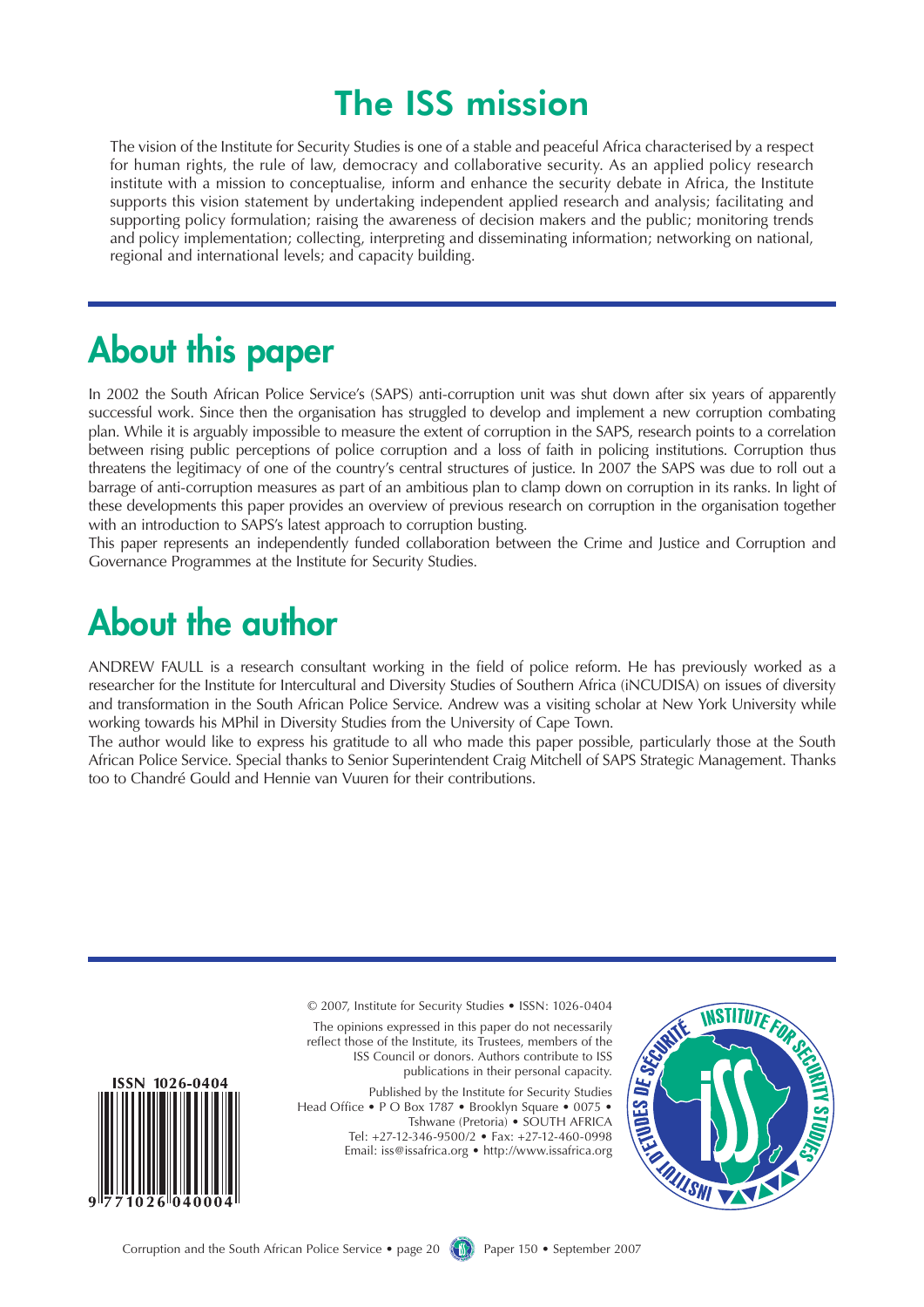# The ISS mission

The vision of the Institute for Security Studies is one of a stable and peaceful Africa characterised by a respect for human rights, the rule of law, democracy and collaborative security. As an applied policy research institute with a mission to conceptualise, inform and enhance the security debate in Africa, the Institute supports this vision statement by undertaking independent applied research and analysis; facilitating and supporting policy formulation; raising the awareness of decision makers and the public; monitoring trends and policy implementation; collecting, interpreting and disseminating information; networking on national, regional and international levels; and capacity building.

# About this paper

In 2002 the South African Police Service's (SAPS) anti-corruption unit was shut down after six years of apparently successful work. Since then the organisation has struggled to develop and implement a new corruption combating plan. While it is arguably impossible to measure the extent of corruption in the SAPS, research points to a correlation between rising public perceptions of police corruption and a loss of faith in policing institutions. Corruption thus threatens the legitimacy of one of the country's central structures of justice. In 2007 the SAPS was due to roll out a barrage of anti-corruption measures as part of an ambitious plan to clamp down on corruption in its ranks. In light of these developments this paper provides an overview of previous research on corruption in the organisation together with an introduction to SAPS's latest approach to corruption busting.

This paper represents an independently funded collaboration between the Crime and Justice and Corruption and Governance Programmes at the Institute for Security Studies.

# About the author

ANDREW FAULL is a research consultant working in the field of police reform. He has previously worked as a researcher for the Institute for Intercultural and Diversity Studies of Southern Africa (iNCUDISA) on issues of diversity and transformation in the South African Police Service. Andrew was a visiting scholar at New York University while working towards his MPhil in Diversity Studies from the University of Cape Town.

The author would like to express his gratitude to all who made this paper possible, particularly those at the South African Police Service. Special thanks to Senior Superintendent Craig Mitchell of SAPS Strategic Management. Thanks too to Chandré Gould and Hennie van Vuuren for their contributions.

© 2007, Institute for Security Studies • ISSN: 1026-0404

The opinions expressed in this paper do not necessarily reflect those of the Institute, its Trustees, members of the ISS Council or donors. Authors contribute to ISS publications in their personal capacity.

Published by the Institute for Security Studies
Head Office • P O Box 1787 • Brooklyn Square • 0075 •
Tshwane (Pretoria) • SOUTH AFRICA
Tel: +27-12-346-9500/2 • Fax: +27-12-460-0998
Email: iss@issafrica.org • http://www.issafrica.org

ISSN 1026-0404

9 771026 040004